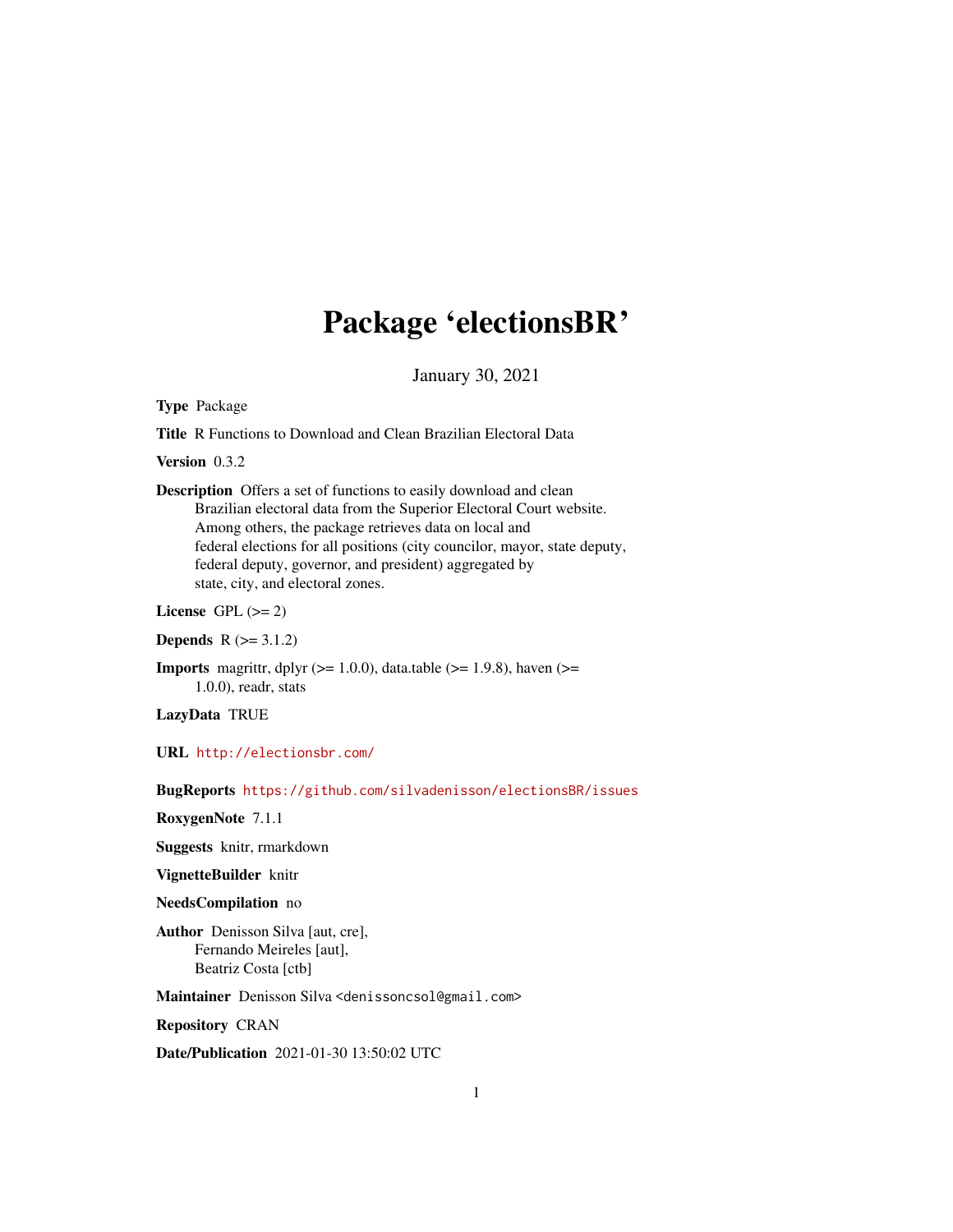# Package 'electionsBR'

January 30, 2021

**Type** Package

**Title** R Functions to Download and Clean Brazilian Electoral Data

**Version** 0.3.2

**Description** Offers a set of functions to easily download and clean Brazilian electoral data from the Superior Electoral Court website. Among others, the package retrieves data on local and federal elections for all positions (city councilor, mayor, state deputy, federal deputy, governor, and president) aggregated by state, city, and electoral zones.

**License** GPL (>= 2)

**Depends** R (>= 3.1.2)

**Imports** magrittr, dplyr (>= 1.0.0), data.table (>= 1.9.8), haven (>= 1.0.0), readr, stats

**LazyData** TRUE

**URL** http://electionsbr.com/

**BugReports** https://github.com/silvadenisson/electionsBR/issues

**RoxygenNote** 7.1.1

**Suggests** knitr, rmarkdown

**VignetteBuilder** knitr

**NeedsCompilation** no

**Author** Denisson Silva [aut, cre],
Fernando Meireles [aut],
Beatriz Costa [ctb]

**Maintainer** Denisson Silva <denissoncsol@gmail.com>

**Repository** CRAN

**Date/Publication** 2021-01-30 13:50:02 UTC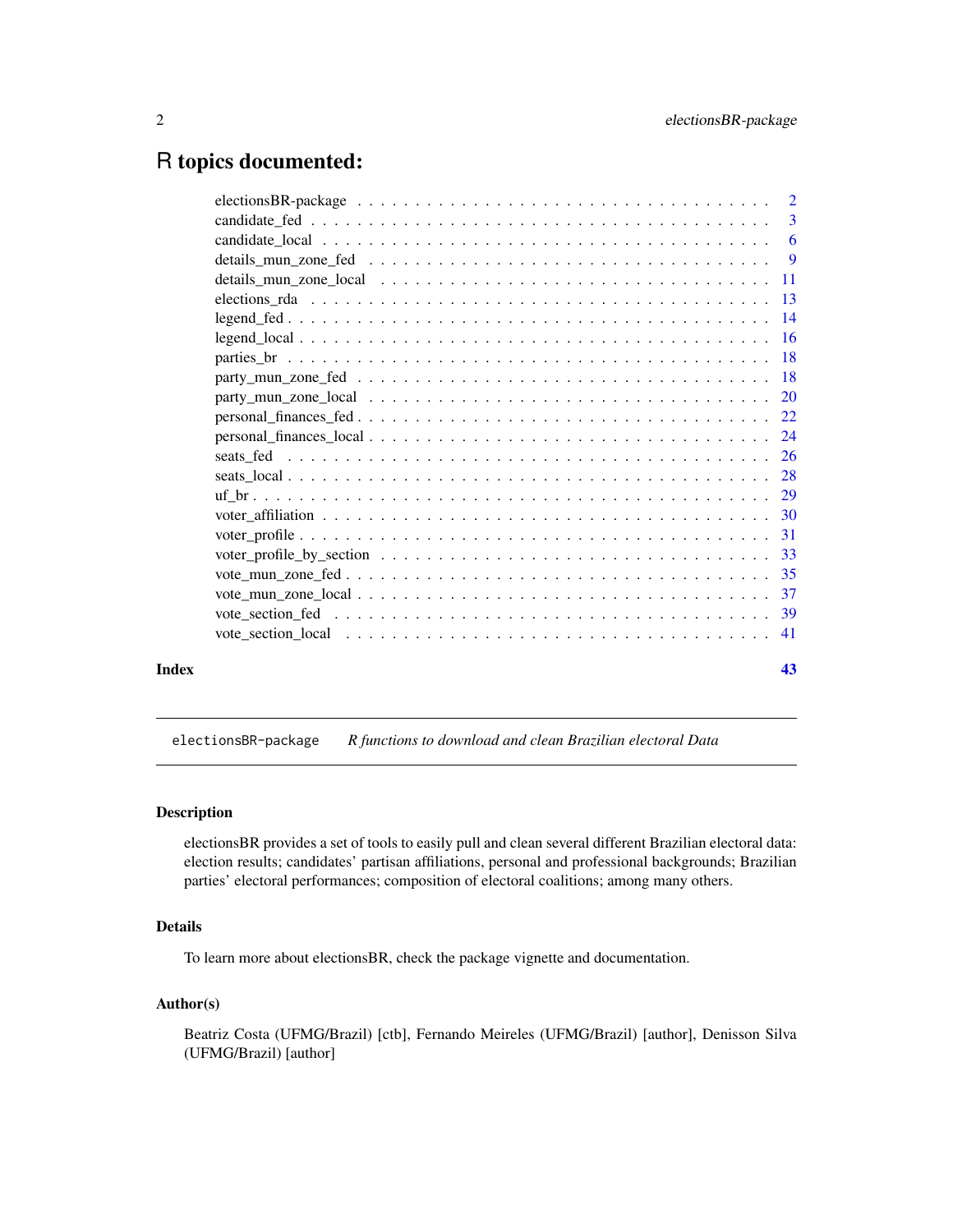# R topics documented:

| | |
|---|---|
| electionsBR-package | 2 |
| candidate_fed | 3 |
| candidate_local | 6 |
| details_mun_zone_fed | 9 |
| details_mun_zone_local | 11 |
| elections_rda | 13 |
| legend_fed | 14 |
| legend_local | 16 |
| parties_br | 18 |
| party_mun_zone_fed | 18 |
| party_mun_zone_local | 20 |
| personal_finances_fed | 22 |
| personal_finances_local | 24 |
| seats_fed | 26 |
| seats_local | 28 |
| uf_br | 29 |
| voter_affiliation | 30 |
| voter_profile | 31 |
| voter_profile_by_section | 33 |
| vote_mun_zone_fed | 35 |
| vote_mun_zone_local | 37 |
| vote_section_fed | 39 |
| vote_section_local | 41 |

**Index** 43

---

## electionsBR-package *R functions to download and clean Brazilian electoral Data*

### Description

electionsBR provides a set of tools to easily pull and clean several different Brazilian electoral data: election results; candidates' partisan affiliations, personal and professional backgrounds; Brazilian parties' electoral performances; composition of electoral coalitions; among many others.

### Details

To learn more about electionsBR, check the package vignette and documentation.

### Author(s)

Beatriz Costa (UFMG/Brazil) [ctb], Fernando Meireles (UFMG/Brazil) [author], Denisson Silva (UFMG/Brazil) [author]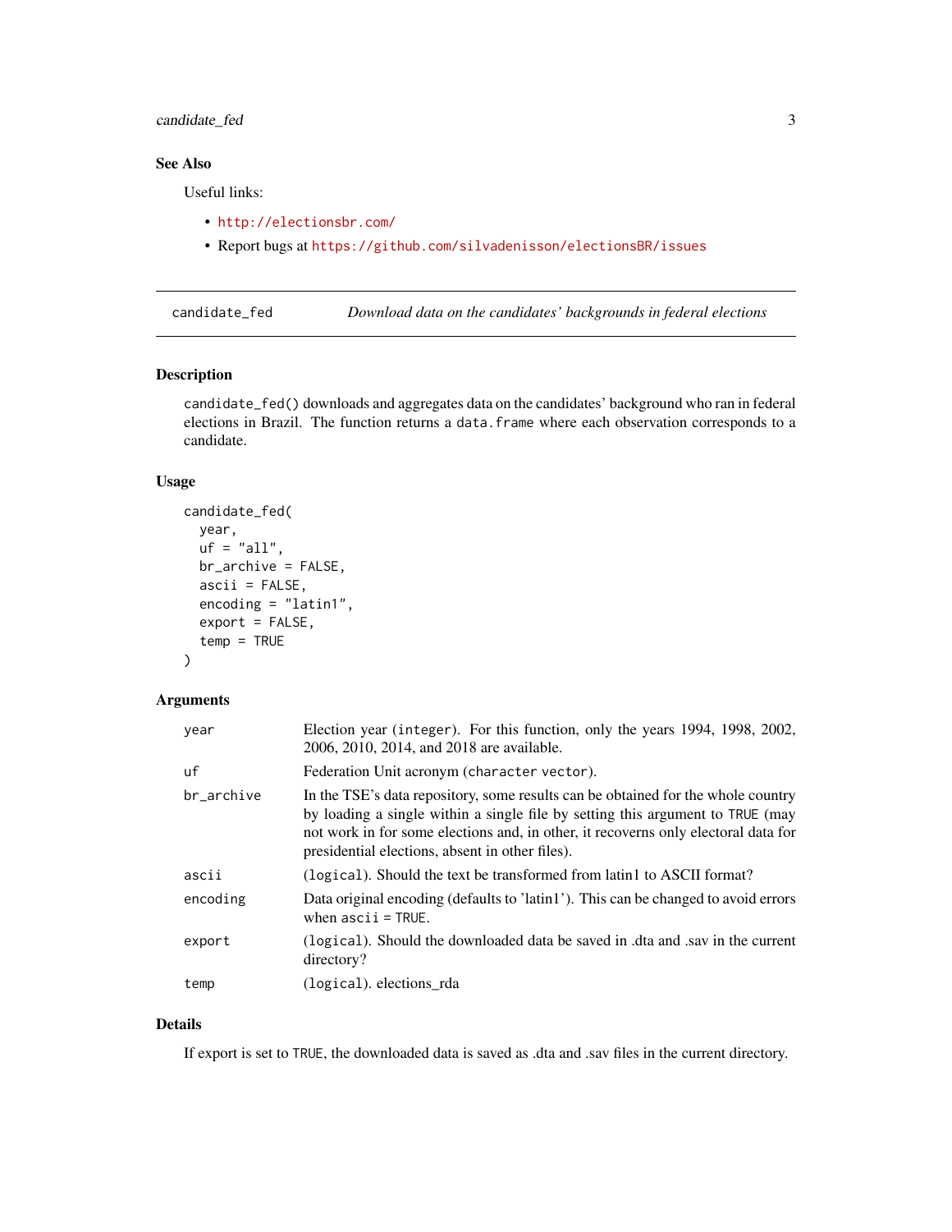## See Also

Useful links:

- http://electionsbr.com/
- Report bugs at https://github.com/silvadenisson/electionsBR/issues

---

## candidate_fed — *Download data on the candidates' backgrounds in federal elections*

### Description

`candidate_fed()` downloads and aggregates data on the candidates' background who ran in federal elections in Brazil. The function returns a `data.frame` where each observation corresponds to a candidate.

### Usage

```
candidate_fed(
  year,
  uf = "all",
  br_archive = FALSE,
  ascii = FALSE,
  encoding = "latin1",
  export = FALSE,
  temp = TRUE
)
```

### Arguments

| Argument | Description |
|---|---|
| `year` | Election year (`integer`). For this function, only the years 1994, 1998, 2002, 2006, 2010, 2014, and 2018 are available. |
| `uf` | Federation Unit acronym (`character vector`). |
| `br_archive` | In the TSE's data repository, some results can be obtained for the whole country by loading a single within a single file by setting this argument to `TRUE` (may not work in for some elections and, in other, it recoverns only electoral data for presidential elections, absent in other files). |
| `ascii` | (`logical`). Should the text be transformed from latin1 to ASCII format? |
| `encoding` | Data original encoding (defaults to 'latin1'). This can be changed to avoid errors when `ascii = TRUE`. |
| `export` | (`logical`). Should the downloaded data be saved in .dta and .sav in the current directory? |
| `temp` | (`logical`). elections_rda |

### Details

If export is set to `TRUE`, the downloaded data is saved as .dta and .sav files in the current directory.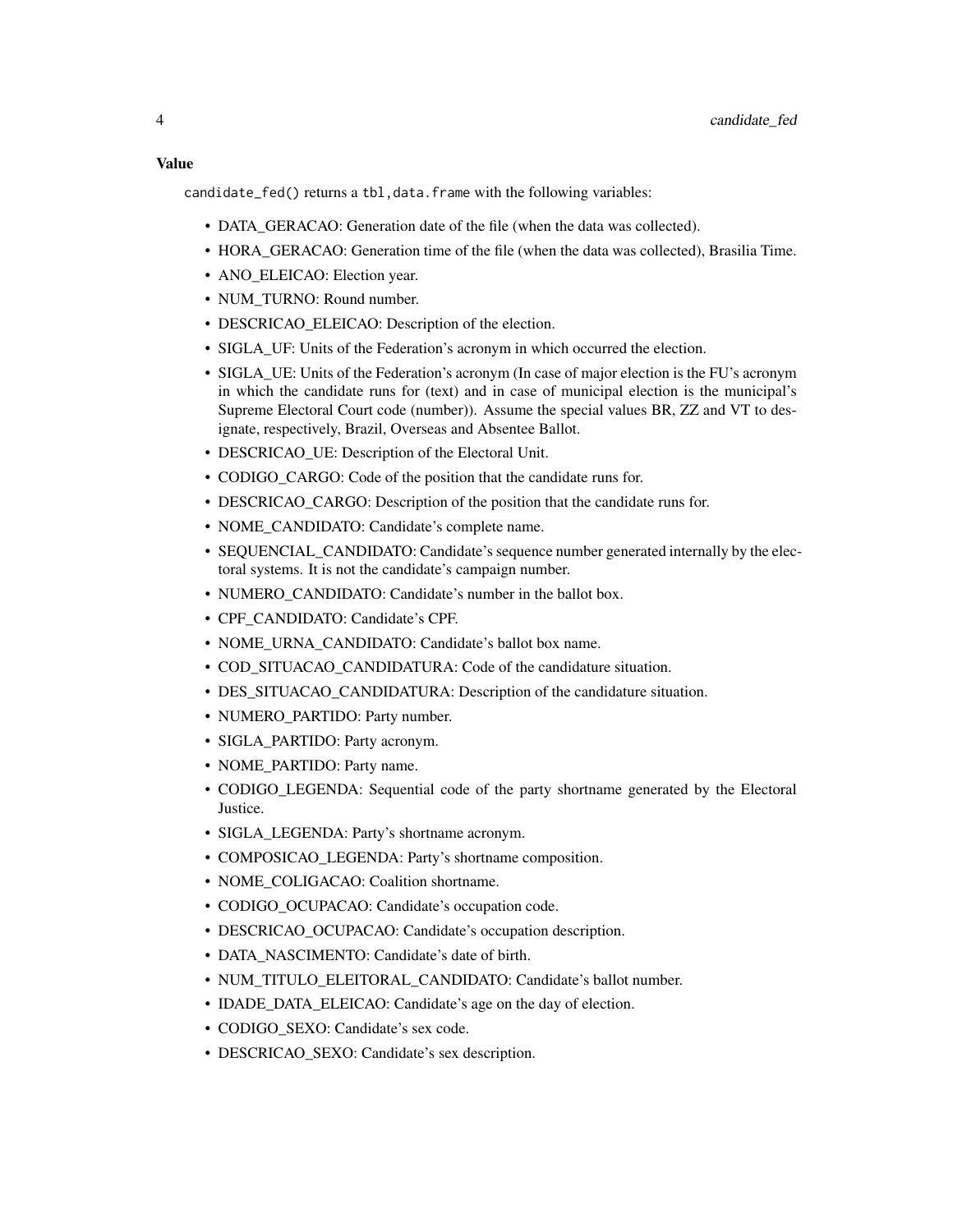## Value

`candidate_fed()` returns a `tbl,data.frame` with the following variables:

- DATA_GERACAO: Generation date of the file (when the data was collected).
- HORA_GERACAO: Generation time of the file (when the data was collected), Brasilia Time.
- ANO_ELEICAO: Election year.
- NUM_TURNO: Round number.
- DESCRICAO_ELEICAO: Description of the election.
- SIGLA_UF: Units of the Federation's acronym in which occurred the election.
- SIGLA_UE: Units of the Federation's acronym (In case of major election is the FU's acronym in which the candidate runs for (text) and in case of municipal election is the municipal's Supreme Electoral Court code (number)). Assume the special values BR, ZZ and VT to designate, respectively, Brazil, Overseas and Absentee Ballot.
- DESCRICAO_UE: Description of the Electoral Unit.
- CODIGO_CARGO: Code of the position that the candidate runs for.
- DESCRICAO_CARGO: Description of the position that the candidate runs for.
- NOME_CANDIDATO: Candidate's complete name.
- SEQUENCIAL_CANDIDATO: Candidate's sequence number generated internally by the electoral systems. It is not the candidate's campaign number.
- NUMERO_CANDIDATO: Candidate's number in the ballot box.
- CPF_CANDIDATO: Candidate's CPF.
- NOME_URNA_CANDIDATO: Candidate's ballot box name.
- COD_SITUACAO_CANDIDATURA: Code of the candidature situation.
- DES_SITUACAO_CANDIDATURA: Description of the candidature situation.
- NUMERO_PARTIDO: Party number.
- SIGLA_PARTIDO: Party acronym.
- NOME_PARTIDO: Party name.
- CODIGO_LEGENDA: Sequential code of the party shortname generated by the Electoral Justice.
- SIGLA_LEGENDA: Party's shortname acronym.
- COMPOSICAO_LEGENDA: Party's shortname composition.
- NOME_COLIGACAO: Coalition shortname.
- CODIGO_OCUPACAO: Candidate's occupation code.
- DESCRICAO_OCUPACAO: Candidate's occupation description.
- DATA_NASCIMENTO: Candidate's date of birth.
- NUM_TITULO_ELEITORAL_CANDIDATO: Candidate's ballot number.
- IDADE_DATA_ELEICAO: Candidate's age on the day of election.
- CODIGO_SEXO: Candidate's sex code.
- DESCRICAO_SEXO: Candidate's sex description.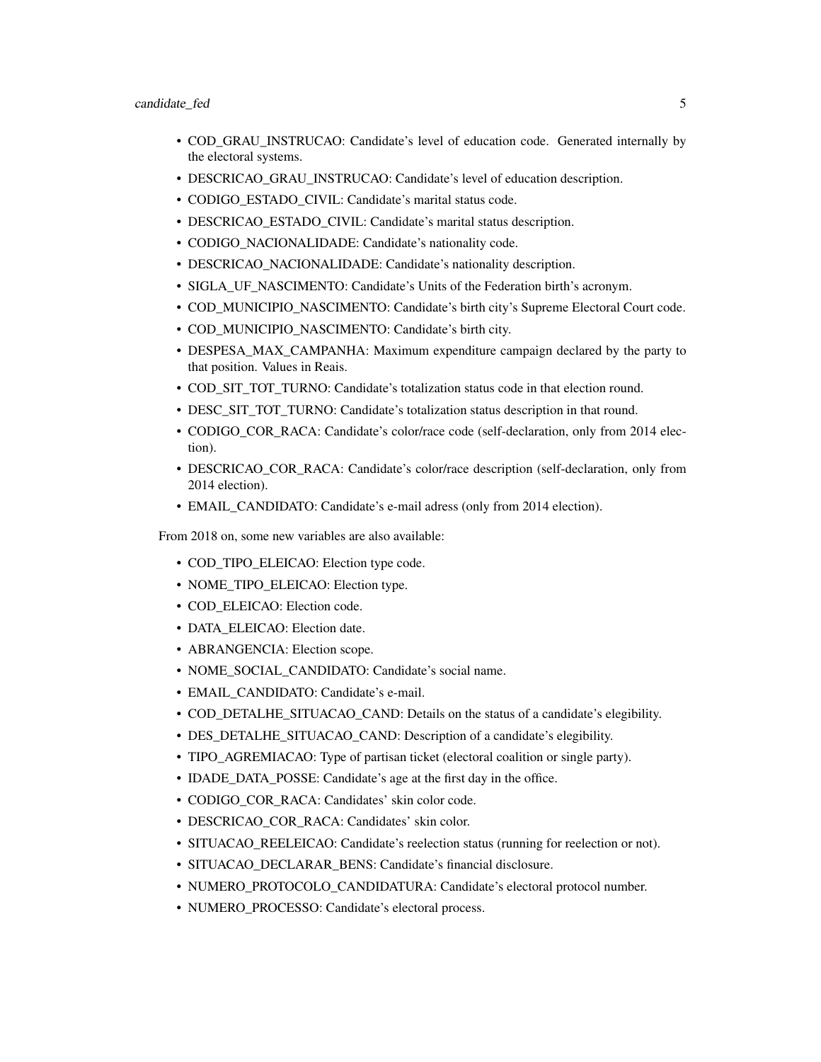- COD_GRAU_INSTRUCAO: Candidate's level of education code. Generated internally by the electoral systems.
- DESCRICAO_GRAU_INSTRUCAO: Candidate's level of education description.
- CODIGO_ESTADO_CIVIL: Candidate's marital status code.
- DESCRICAO_ESTADO_CIVIL: Candidate's marital status description.
- CODIGO_NACIONALIDADE: Candidate's nationality code.
- DESCRICAO_NACIONALIDADE: Candidate's nationality description.
- SIGLA_UF_NASCIMENTO: Candidate's Units of the Federation birth's acronym.
- COD_MUNICIPIO_NASCIMENTO: Candidate's birth city's Supreme Electoral Court code.
- COD_MUNICIPIO_NASCIMENTO: Candidate's birth city.
- DESPESA_MAX_CAMPANHA: Maximum expenditure campaign declared by the party to that position. Values in Reais.
- COD_SIT_TOT_TURNO: Candidate's totalization status code in that election round.
- DESC_SIT_TOT_TURNO: Candidate's totalization status description in that round.
- CODIGO_COR_RACA: Candidate's color/race code (self-declaration, only from 2014 election).
- DESCRICAO_COR_RACA: Candidate's color/race description (self-declaration, only from 2014 election).
- EMAIL_CANDIDATO: Candidate's e-mail adress (only from 2014 election).

From 2018 on, some new variables are also available:

- COD_TIPO_ELEICAO: Election type code.
- NOME_TIPO_ELEICAO: Election type.
- COD_ELEICAO: Election code.
- DATA_ELEICAO: Election date.
- ABRANGENCIA: Election scope.
- NOME_SOCIAL_CANDIDATO: Candidate's social name.
- EMAIL_CANDIDATO: Candidate's e-mail.
- COD_DETALHE_SITUACAO_CAND: Details on the status of a candidate's elegibility.
- DES_DETALHE_SITUACAO_CAND: Description of a candidate's elegibility.
- TIPO_AGREMIACAO: Type of partisan ticket (electoral coalition or single party).
- IDADE_DATA_POSSE: Candidate's age at the first day in the office.
- CODIGO_COR_RACA: Candidates' skin color code.
- DESCRICAO_COR_RACA: Candidates' skin color.
- SITUACAO_REELEICAO: Candidate's reelection status (running for reelection or not).
- SITUACAO_DECLARAR_BENS: Candidate's financial disclosure.
- NUMERO_PROTOCOLO_CANDIDATURA: Candidate's electoral protocol number.
- NUMERO_PROCESSO: Candidate's electoral process.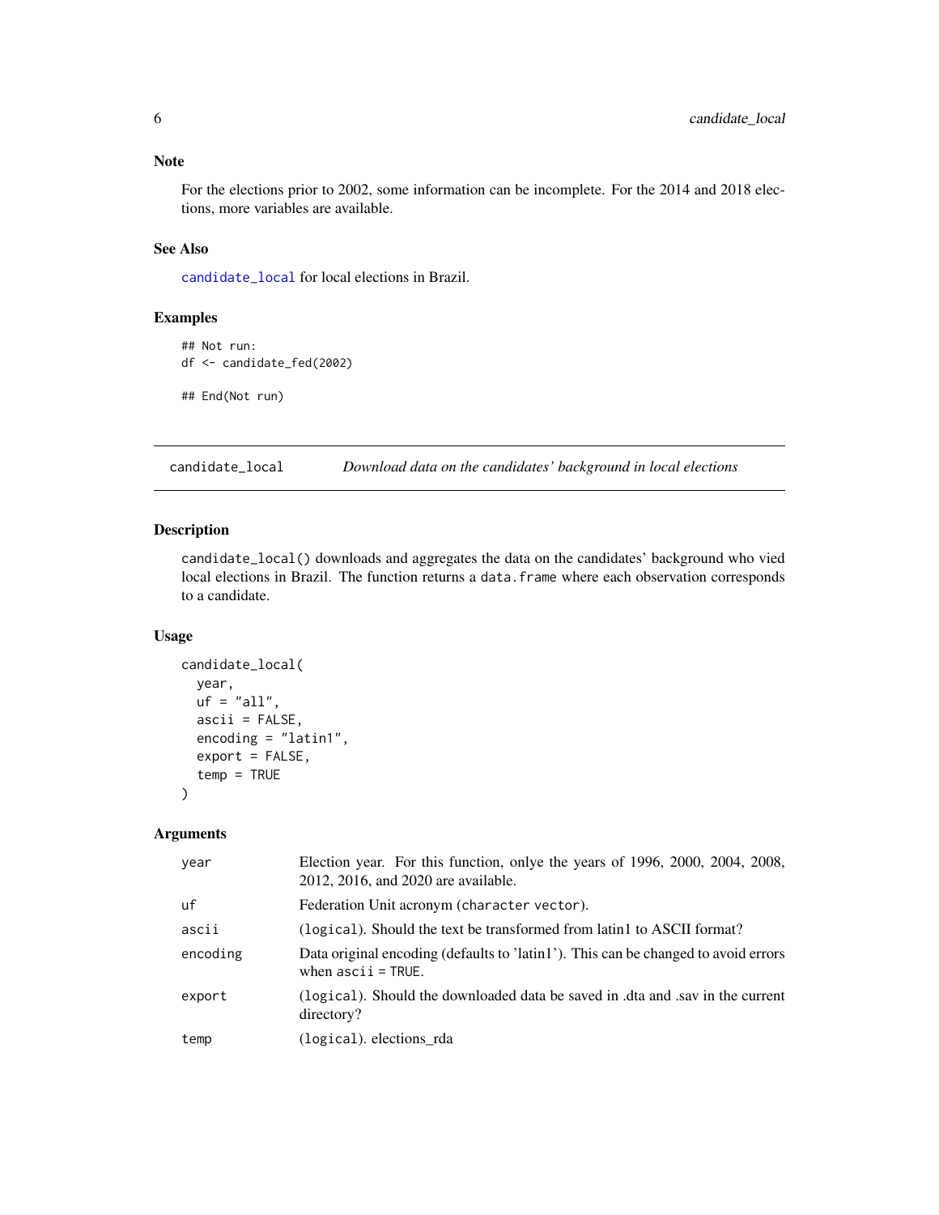## Note

For the elections prior to 2002, some information can be incomplete. For the 2014 and 2018 elections, more variables are available.

## See Also

candidate_local for local elections in Brazil.

## Examples

```
## Not run:
df <- candidate_fed(2002)

## End(Not run)
```

---

# candidate_local — *Download data on the candidates' background in local elections*

## Description

candidate_local() downloads and aggregates the data on the candidates' background who vied local elections in Brazil. The function returns a data.frame where each observation corresponds to a candidate.

## Usage

```
candidate_local(
  year,
  uf = "all",
  ascii = FALSE,
  encoding = "latin1",
  export = FALSE,
  temp = TRUE
)
```

## Arguments

| | |
|---|---|
| year | Election year. For this function, onlye the years of 1996, 2000, 2004, 2008, 2012, 2016, and 2020 are available. |
| uf | Federation Unit acronym (character vector). |
| ascii | (logical). Should the text be transformed from latin1 to ASCII format? |
| encoding | Data original encoding (defaults to 'latin1'). This can be changed to avoid errors when ascii = TRUE. |
| export | (logical). Should the downloaded data be saved in .dta and .sav in the current directory? |
| temp | (logical). elections_rda |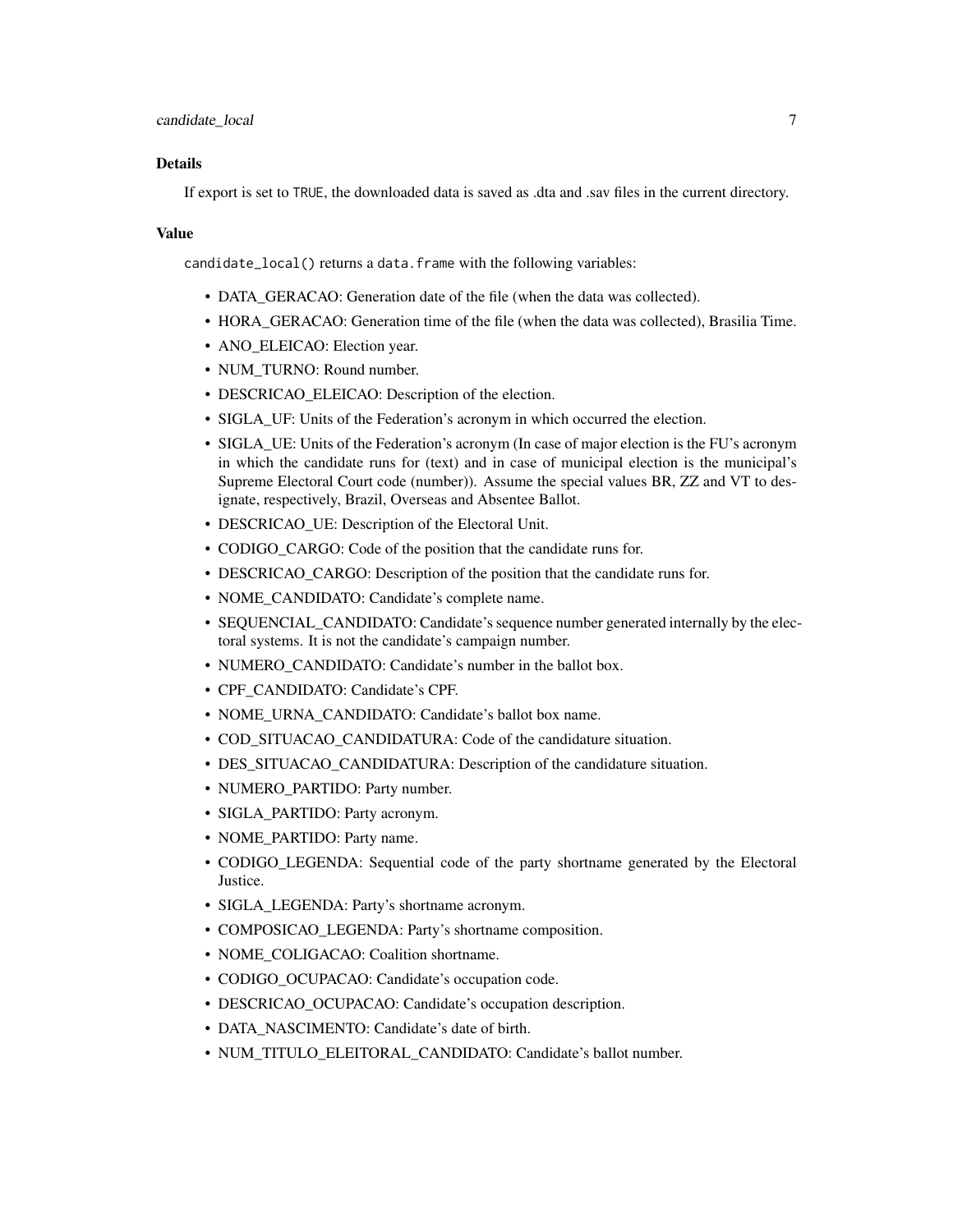### Details

If export is set to `TRUE`, the downloaded data is saved as .dta and .sav files in the current directory.

### Value

`candidate_local()` returns a `data.frame` with the following variables:

- DATA_GERACAO: Generation date of the file (when the data was collected).
- HORA_GERACAO: Generation time of the file (when the data was collected), Brasilia Time.
- ANO_ELEICAO: Election year.
- NUM_TURNO: Round number.
- DESCRICAO_ELEICAO: Description of the election.
- SIGLA_UF: Units of the Federation's acronym in which occurred the election.
- SIGLA_UE: Units of the Federation's acronym (In case of major election is the FU's acronym in which the candidate runs for (text) and in case of municipal election is the municipal's Supreme Electoral Court code (number)). Assume the special values BR, ZZ and VT to designate, respectively, Brazil, Overseas and Absentee Ballot.
- DESCRICAO_UE: Description of the Electoral Unit.
- CODIGO_CARGO: Code of the position that the candidate runs for.
- DESCRICAO_CARGO: Description of the position that the candidate runs for.
- NOME_CANDIDATO: Candidate's complete name.
- SEQUENCIAL_CANDIDATO: Candidate's sequence number generated internally by the electoral systems. It is not the candidate's campaign number.
- NUMERO_CANDIDATO: Candidate's number in the ballot box.
- CPF_CANDIDATO: Candidate's CPF.
- NOME_URNA_CANDIDATO: Candidate's ballot box name.
- COD_SITUACAO_CANDIDATURA: Code of the candidature situation.
- DES_SITUACAO_CANDIDATURA: Description of the candidature situation.
- NUMERO_PARTIDO: Party number.
- SIGLA_PARTIDO: Party acronym.
- NOME_PARTIDO: Party name.
- CODIGO_LEGENDA: Sequential code of the party shortname generated by the Electoral Justice.
- SIGLA_LEGENDA: Party's shortname acronym.
- COMPOSICAO_LEGENDA: Party's shortname composition.
- NOME_COLIGACAO: Coalition shortname.
- CODIGO_OCUPACAO: Candidate's occupation code.
- DESCRICAO_OCUPACAO: Candidate's occupation description.
- DATA_NASCIMENTO: Candidate's date of birth.
- NUM_TITULO_ELEITORAL_CANDIDATO: Candidate's ballot number.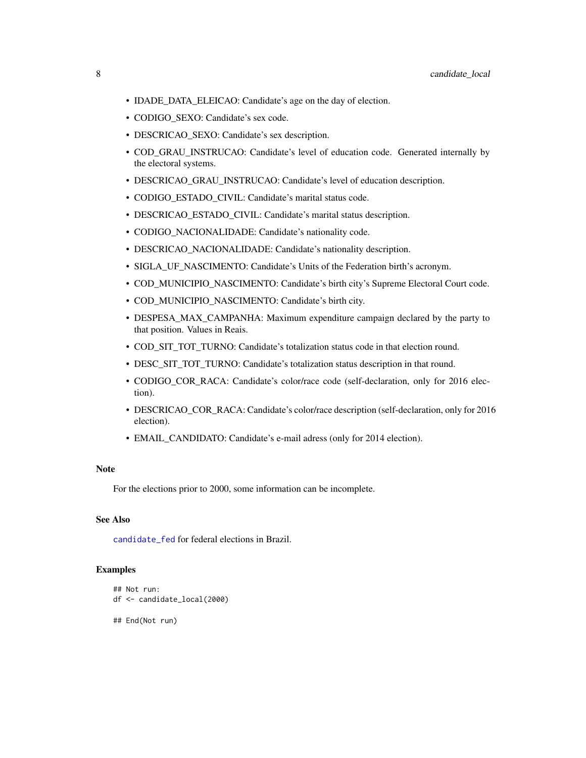- IDADE_DATA_ELEICAO: Candidate's age on the day of election.
- CODIGO_SEXO: Candidate's sex code.
- DESCRICAO_SEXO: Candidate's sex description.
- COD_GRAU_INSTRUCAO: Candidate's level of education code. Generated internally by the electoral systems.
- DESCRICAO_GRAU_INSTRUCAO: Candidate's level of education description.
- CODIGO_ESTADO_CIVIL: Candidate's marital status code.
- DESCRICAO_ESTADO_CIVIL: Candidate's marital status description.
- CODIGO_NACIONALIDADE: Candidate's nationality code.
- DESCRICAO_NACIONALIDADE: Candidate's nationality description.
- SIGLA_UF_NASCIMENTO: Candidate's Units of the Federation birth's acronym.
- COD_MUNICIPIO_NASCIMENTO: Candidate's birth city's Supreme Electoral Court code.
- COD_MUNICIPIO_NASCIMENTO: Candidate's birth city.
- DESPESA_MAX_CAMPANHA: Maximum expenditure campaign declared by the party to that position. Values in Reais.
- COD_SIT_TOT_TURNO: Candidate's totalization status code in that election round.
- DESC_SIT_TOT_TURNO: Candidate's totalization status description in that round.
- CODIGO_COR_RACA: Candidate's color/race code (self-declaration, only for 2016 election).
- DESCRICAO_COR_RACA: Candidate's color/race description (self-declaration, only for 2016 election).
- EMAIL_CANDIDATO: Candidate's e-mail adress (only for 2014 election).

## Note

For the elections prior to 2000, some information can be incomplete.

## See Also

candidate_fed for federal elections in Brazil.

## Examples

```
## Not run:
df <- candidate_local(2000)

## End(Not run)
```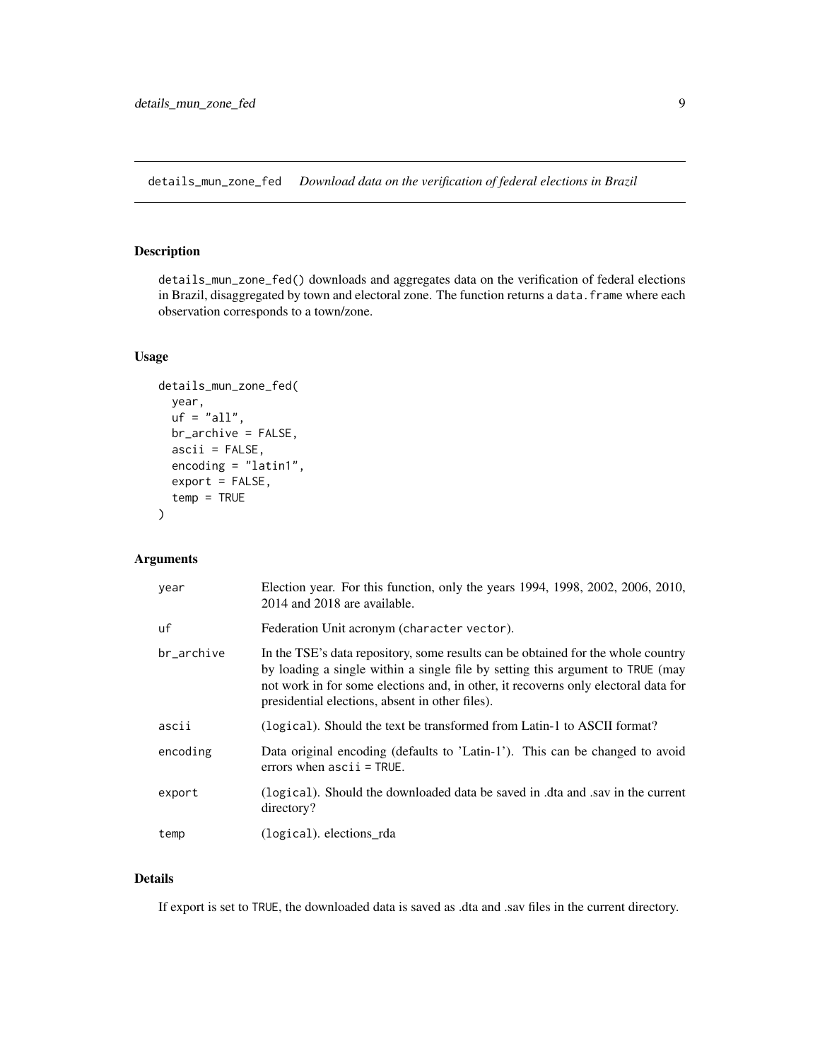## details_mun_zone_fed *Download data on the verification of federal elections in Brazil*

### Description

details_mun_zone_fed() downloads and aggregates data on the verification of federal elections in Brazil, disaggregated by town and electoral zone. The function returns a data.frame where each observation corresponds to a town/zone.

### Usage

```
details_mun_zone_fed(
  year,
  uf = "all",
  br_archive = FALSE,
  ascii = FALSE,
  encoding = "latin1",
  export = FALSE,
  temp = TRUE
)
```

### Arguments

| | |
|---|---|
| year | Election year. For this function, only the years 1994, 1998, 2002, 2006, 2010, 2014 and 2018 are available. |
| uf | Federation Unit acronym (character vector). |
| br_archive | In the TSE's data repository, some results can be obtained for the whole country by loading a single within a single file by setting this argument to TRUE (may not work in for some elections and, in other, it recoverns only electoral data for presidential elections, absent in other files). |
| ascii | (logical). Should the text be transformed from Latin-1 to ASCII format? |
| encoding | Data original encoding (defaults to 'Latin-1'). This can be changed to avoid errors when ascii = TRUE. |
| export | (logical). Should the downloaded data be saved in .dta and .sav in the current directory? |
| temp | (logical). elections_rda |

### Details

If export is set to TRUE, the downloaded data is saved as .dta and .sav files in the current directory.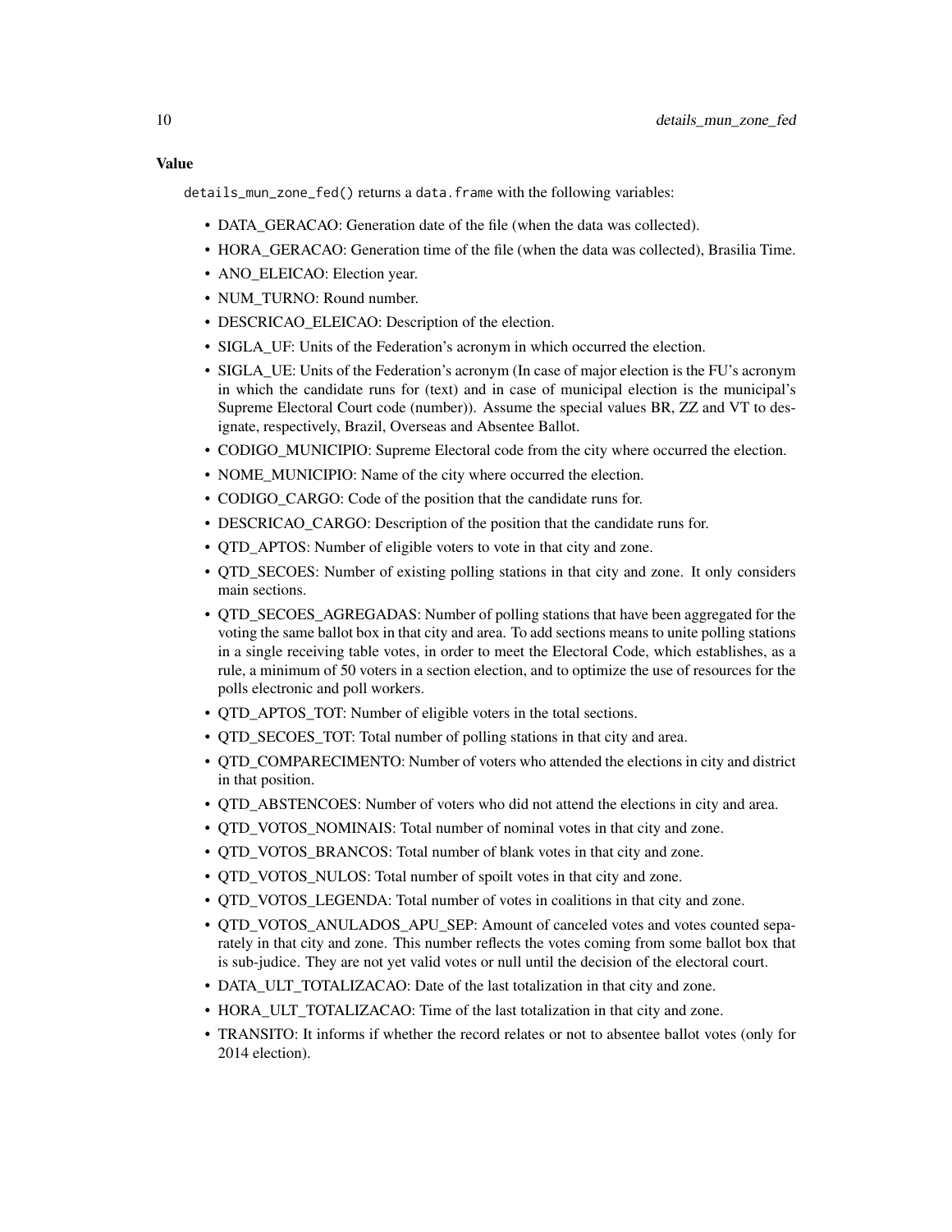### Value

`details_mun_zone_fed()` returns a `data.frame` with the following variables:

- DATA_GERACAO: Generation date of the file (when the data was collected).
- HORA_GERACAO: Generation time of the file (when the data was collected), Brasilia Time.
- ANO_ELEICAO: Election year.
- NUM_TURNO: Round number.
- DESCRICAO_ELEICAO: Description of the election.
- SIGLA_UF: Units of the Federation's acronym in which occurred the election.
- SIGLA_UE: Units of the Federation's acronym (In case of major election is the FU's acronym in which the candidate runs for (text) and in case of municipal election is the municipal's Supreme Electoral Court code (number)). Assume the special values BR, ZZ and VT to designate, respectively, Brazil, Overseas and Absentee Ballot.
- CODIGO_MUNICIPIO: Supreme Electoral code from the city where occurred the election.
- NOME_MUNICIPIO: Name of the city where occurred the election.
- CODIGO_CARGO: Code of the position that the candidate runs for.
- DESCRICAO_CARGO: Description of the position that the candidate runs for.
- QTD_APTOS: Number of eligible voters to vote in that city and zone.
- QTD_SECOES: Number of existing polling stations in that city and zone. It only considers main sections.
- QTD_SECOES_AGREGADAS: Number of polling stations that have been aggregated for the voting the same ballot box in that city and area. To add sections means to unite polling stations in a single receiving table votes, in order to meet the Electoral Code, which establishes, as a rule, a minimum of 50 voters in a section election, and to optimize the use of resources for the polls electronic and poll workers.
- QTD_APTOS_TOT: Number of eligible voters in the total sections.
- QTD_SECOES_TOT: Total number of polling stations in that city and area.
- QTD_COMPARECIMENTO: Number of voters who attended the elections in city and district in that position.
- QTD_ABSTENCOES: Number of voters who did not attend the elections in city and area.
- QTD_VOTOS_NOMINAIS: Total number of nominal votes in that city and zone.
- QTD_VOTOS_BRANCOS: Total number of blank votes in that city and zone.
- QTD_VOTOS_NULOS: Total number of spoilt votes in that city and zone.
- QTD_VOTOS_LEGENDA: Total number of votes in coalitions in that city and zone.
- QTD_VOTOS_ANULADOS_APU_SEP: Amount of canceled votes and votes counted separately in that city and zone. This number reflects the votes coming from some ballot box that is sub-judice. They are not yet valid votes or null until the decision of the electoral court.
- DATA_ULT_TOTALIZACAO: Date of the last totalization in that city and zone.
- HORA_ULT_TOTALIZACAO: Time of the last totalization in that city and zone.
- TRANSITO: It informs if whether the record relates or not to absentee ballot votes (only for 2014 election).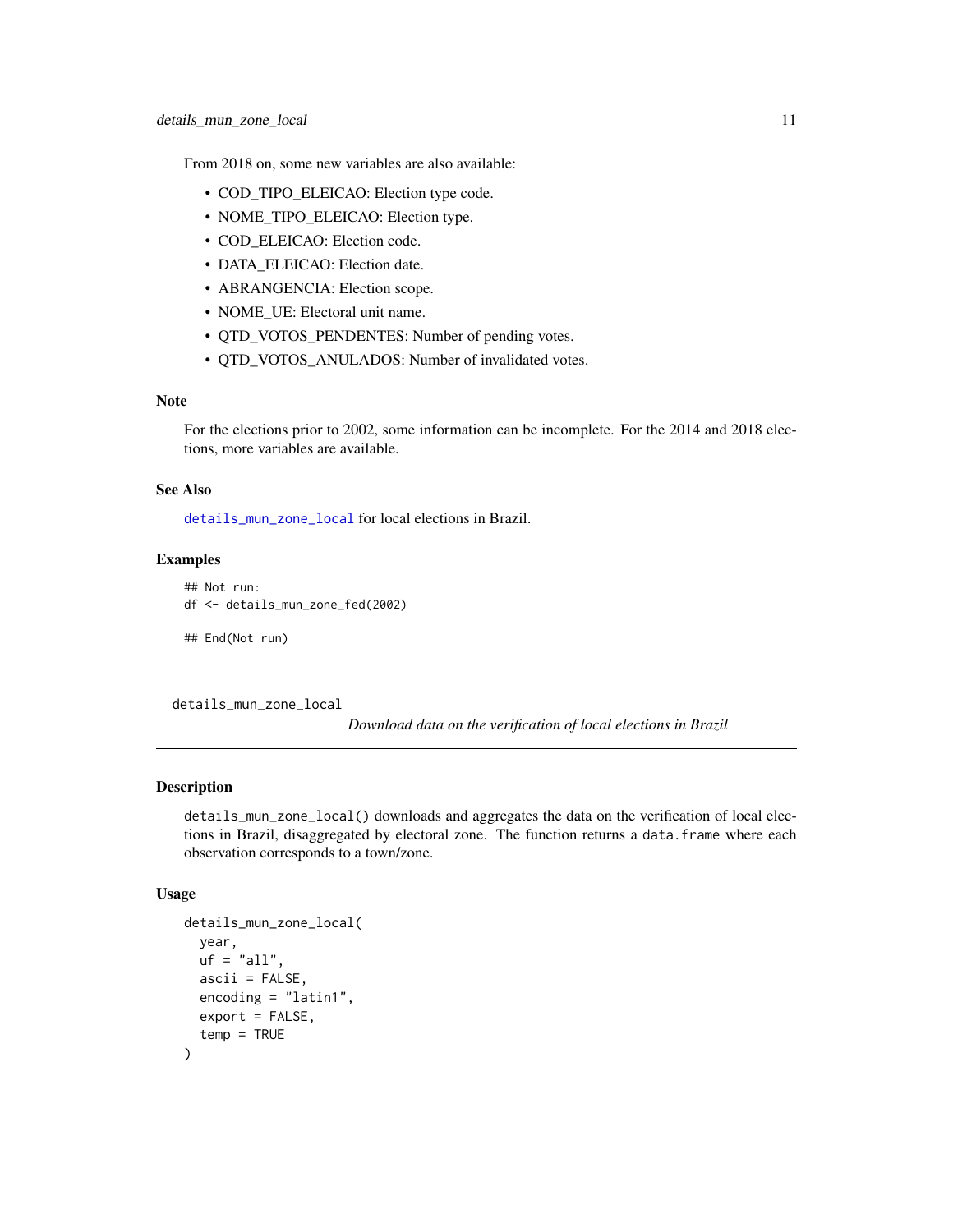From 2018 on, some new variables are also available:

- COD_TIPO_ELEICAO: Election type code.
- NOME_TIPO_ELEICAO: Election type.
- COD_ELEICAO: Election code.
- DATA_ELEICAO: Election date.
- ABRANGENCIA: Election scope.
- NOME_UE: Electoral unit name.
- QTD_VOTOS_PENDENTES: Number of pending votes.
- QTD_VOTOS_ANULADOS: Number of invalidated votes.

### Note

For the elections prior to 2002, some information can be incomplete. For the 2014 and 2018 elections, more variables are available.

### See Also

`details_mun_zone_local` for local elections in Brazil.

### Examples

```
## Not run:
df <- details_mun_zone_fed(2002)

## End(Not run)
```

---

## details_mun_zone_local

*Download data on the verification of local elections in Brazil*

---

### Description

`details_mun_zone_local()` downloads and aggregates the data on the verification of local elections in Brazil, disaggregated by electoral zone. The function returns a `data.frame` where each observation corresponds to a town/zone.

### Usage

```
details_mun_zone_local(
  year,
  uf = "all",
  ascii = FALSE,
  encoding = "latin1",
  export = FALSE,
  temp = TRUE
)
```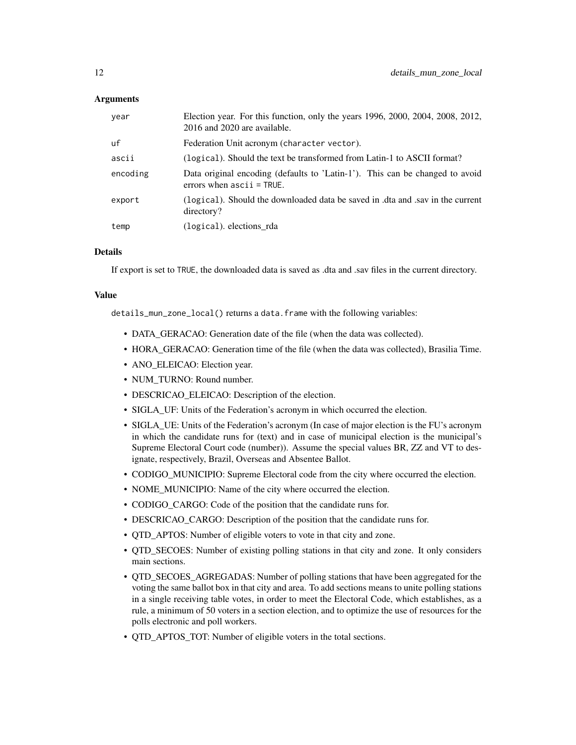### Arguments

| | |
|---|---|
| year | Election year. For this function, only the years 1996, 2000, 2004, 2008, 2012, 2016 and 2020 are available. |
| uf | Federation Unit acronym (`character vector`). |
| ascii | (`logical`). Should the text be transformed from Latin-1 to ASCII format? |
| encoding | Data original encoding (defaults to 'Latin-1'). This can be changed to avoid errors when `ascii = TRUE`. |
| export | (`logical`). Should the downloaded data be saved in .dta and .sav in the current directory? |
| temp | (`logical`). elections_rda |

### Details

If export is set to `TRUE`, the downloaded data is saved as .dta and .sav files in the current directory.

### Value

`details_mun_zone_local()` returns a `data.frame` with the following variables:

- DATA_GERACAO: Generation date of the file (when the data was collected).
- HORA_GERACAO: Generation time of the file (when the data was collected), Brasilia Time.
- ANO_ELEICAO: Election year.
- NUM_TURNO: Round number.
- DESCRICAO_ELEICAO: Description of the election.
- SIGLA_UF: Units of the Federation's acronym in which occurred the election.
- SIGLA_UE: Units of the Federation's acronym (In case of major election is the FU's acronym in which the candidate runs for (text) and in case of municipal election is the municipal's Supreme Electoral Court code (number)). Assume the special values BR, ZZ and VT to designate, respectively, Brazil, Overseas and Absentee Ballot.
- CODIGO_MUNICIPIO: Supreme Electoral code from the city where occurred the election.
- NOME_MUNICIPIO: Name of the city where occurred the election.
- CODIGO_CARGO: Code of the position that the candidate runs for.
- DESCRICAO_CARGO: Description of the position that the candidate runs for.
- QTD_APTOS: Number of eligible voters to vote in that city and zone.
- QTD_SECOES: Number of existing polling stations in that city and zone. It only considers main sections.
- QTD_SECOES_AGREGADAS: Number of polling stations that have been aggregated for the voting the same ballot box in that city and area. To add sections means to unite polling stations in a single receiving table votes, in order to meet the Electoral Code, which establishes, as a rule, a minimum of 50 voters in a section election, and to optimize the use of resources for the polls electronic and poll workers.
- QTD_APTOS_TOT: Number of eligible voters in the total sections.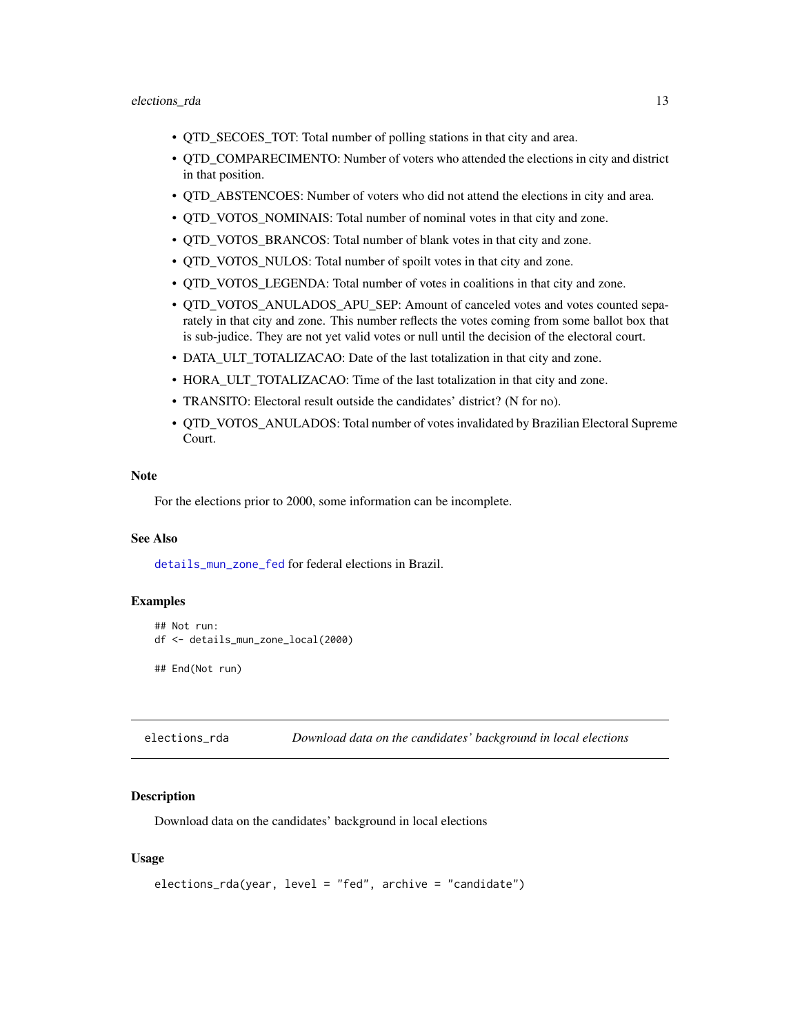- QTD_SECOES_TOT: Total number of polling stations in that city and area.
- QTD_COMPARECIMENTO: Number of voters who attended the elections in city and district in that position.
- QTD_ABSTENCOES: Number of voters who did not attend the elections in city and area.
- QTD_VOTOS_NOMINAIS: Total number of nominal votes in that city and zone.
- QTD_VOTOS_BRANCOS: Total number of blank votes in that city and zone.
- QTD_VOTOS_NULOS: Total number of spoilt votes in that city and zone.
- QTD_VOTOS_LEGENDA: Total number of votes in coalitions in that city and zone.
- QTD_VOTOS_ANULADOS_APU_SEP: Amount of canceled votes and votes counted separately in that city and zone. This number reflects the votes coming from some ballot box that is sub-judice. They are not yet valid votes or null until the decision of the electoral court.
- DATA_ULT_TOTALIZACAO: Date of the last totalization in that city and zone.
- HORA_ULT_TOTALIZACAO: Time of the last totalization in that city and zone.
- TRANSITO: Electoral result outside the candidates' district? (N for no).
- QTD_VOTOS_ANULADOS: Total number of votes invalidated by Brazilian Electoral Supreme Court.

### Note

For the elections prior to 2000, some information can be incomplete.

### See Also

`details_mun_zone_fed` for federal elections in Brazil.

### Examples

```
## Not run:
df <- details_mun_zone_local(2000)

## End(Not run)
```

---

## elections_rda — *Download data on the candidates' background in local elections*

### Description

Download data on the candidates' background in local elections

### Usage

```
elections_rda(year, level = "fed", archive = "candidate")
```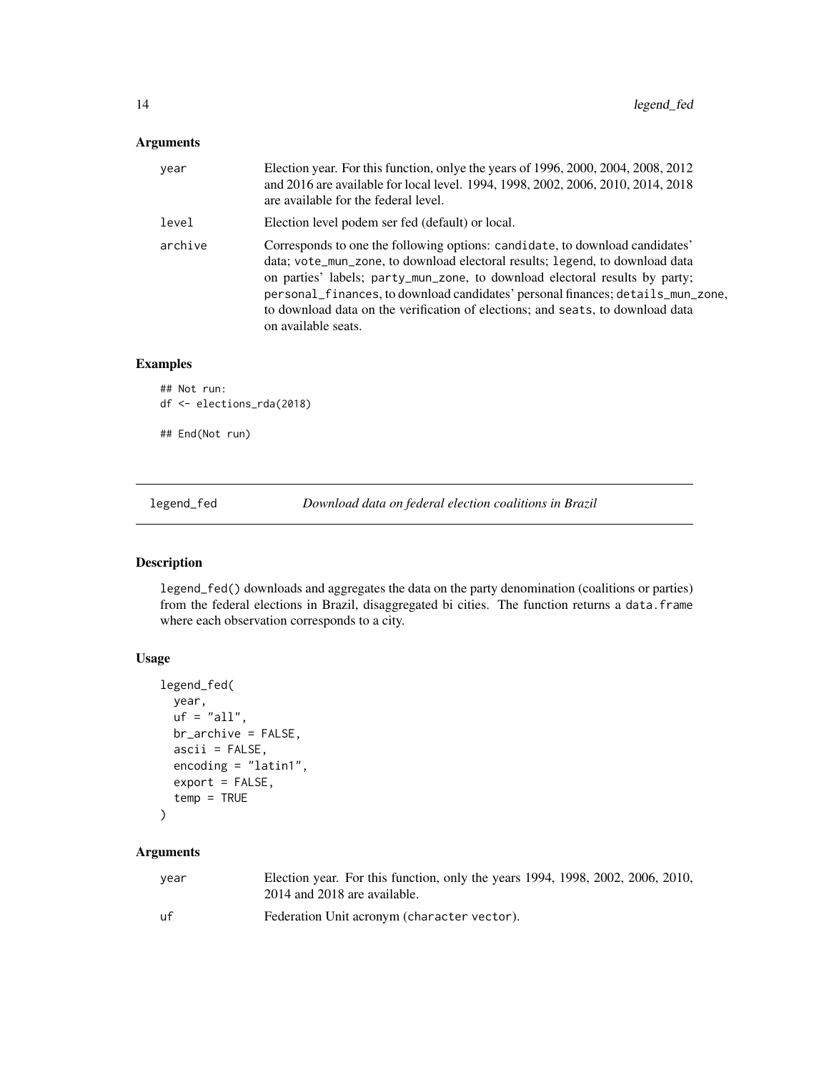### Arguments

| | |
|---|---|
| year | Election year. For this function, onlye the years of 1996, 2000, 2004, 2008, 2012 and 2016 are available for local level. 1994, 1998, 2002, 2006, 2010, 2014, 2018 are available for the federal level. |
| level | Election level podem ser fed (default) or local. |
| archive | Corresponds to one the following options: candidate, to download candidates' data; vote_mun_zone, to download electoral results; legend, to download data on parties' labels; party_mun_zone, to download electoral results by party; personal_finances, to download candidates' personal finances; details_mun_zone, to download data on the verification of elections; and seats, to download data on available seats. |

### Examples

```
## Not run:
df <- elections_rda(2018)

## End(Not run)
```

---

## legend_fed — *Download data on federal election coalitions in Brazil*

### Description

legend_fed() downloads and aggregates the data on the party denomination (coalitions or parties) from the federal elections in Brazil, disaggregated bi cities. The function returns a data.frame where each observation corresponds to a city.

### Usage

```
legend_fed(
  year,
  uf = "all",
  br_archive = FALSE,
  ascii = FALSE,
  encoding = "latin1",
  export = FALSE,
  temp = TRUE
)
```

### Arguments

| | |
|---|---|
| year | Election year. For this function, only the years 1994, 1998, 2002, 2006, 2010, 2014 and 2018 are available. |
| uf | Federation Unit acronym (character vector). |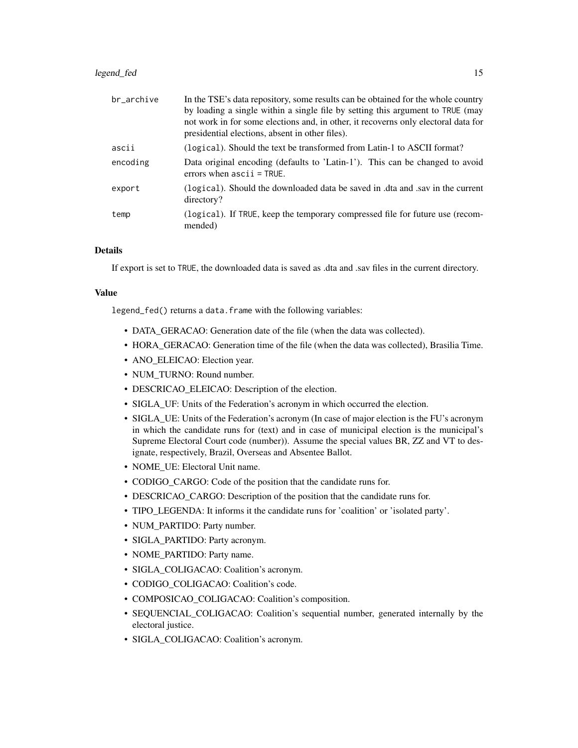| | |
|---|---|
| br_archive | In the TSE's data repository, some results can be obtained for the whole country by loading a single within a single file by setting this argument to TRUE (may not work in for some elections and, in other, it recoverns only electoral data for presidential elections, absent in other files). |
| ascii | (logical). Should the text be transformed from Latin-1 to ASCII format? |
| encoding | Data original encoding (defaults to 'Latin-1'). This can be changed to avoid errors when ascii = TRUE. |
| export | (logical). Should the downloaded data be saved in .dta and .sav in the current directory? |
| temp | (logical). If TRUE, keep the temporary compressed file for future use (recommended) |

## Details

If export is set to TRUE, the downloaded data is saved as .dta and .sav files in the current directory.

## Value

legend_fed() returns a data.frame with the following variables:

- DATA_GERACAO: Generation date of the file (when the data was collected).
- HORA_GERACAO: Generation time of the file (when the data was collected), Brasilia Time.
- ANO_ELEICAO: Election year.
- NUM_TURNO: Round number.
- DESCRICAO_ELEICAO: Description of the election.
- SIGLA_UF: Units of the Federation's acronym in which occurred the election.
- SIGLA_UE: Units of the Federation's acronym (In case of major election is the FU's acronym in which the candidate runs for (text) and in case of municipal election is the municipal's Supreme Electoral Court code (number)). Assume the special values BR, ZZ and VT to designate, respectively, Brazil, Overseas and Absentee Ballot.
- NOME_UE: Electoral Unit name.
- CODIGO_CARGO: Code of the position that the candidate runs for.
- DESCRICAO_CARGO: Description of the position that the candidate runs for.
- TIPO_LEGENDA: It informs it the candidate runs for 'coalition' or 'isolated party'.
- NUM_PARTIDO: Party number.
- SIGLA_PARTIDO: Party acronym.
- NOME_PARTIDO: Party name.
- SIGLA_COLIGACAO: Coalition's acronym.
- CODIGO_COLIGACAO: Coalition's code.
- COMPOSICAO_COLIGACAO: Coalition's composition.
- SEQUENCIAL_COLIGACAO: Coalition's sequential number, generated internally by the electoral justice.
- SIGLA_COLIGACAO: Coalition's acronym.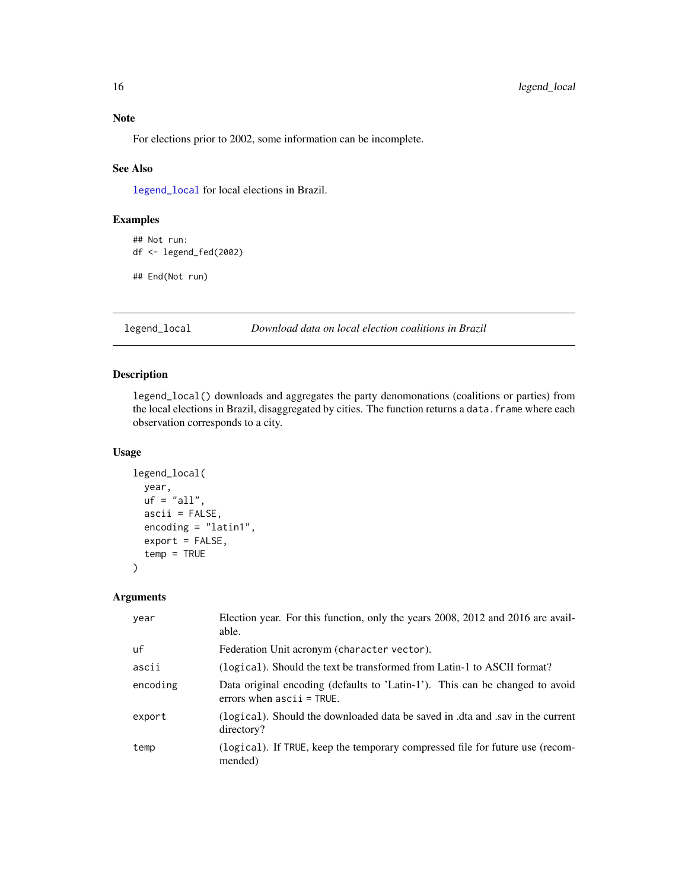### Note

For elections prior to 2002, some information can be incomplete.

### See Also

legend_local for local elections in Brazil.

### Examples

```
## Not run:
df <- legend_fed(2002)

## End(Not run)
```

---

## legend_local — *Download data on local election coalitions in Brazil*

### Description

legend_local() downloads and aggregates the party denomonations (coalitions or parties) from the local elections in Brazil, disaggregated by cities. The function returns a data.frame where each observation corresponds to a city.

### Usage

```
legend_local(
  year,
  uf = "all",
  ascii = FALSE,
  encoding = "latin1",
  export = FALSE,
  temp = TRUE
)
```

### Arguments

| Argument | Description |
|---|---|
| year | Election year. For this function, only the years 2008, 2012 and 2016 are available. |
| uf | Federation Unit acronym (character vector). |
| ascii | (logical). Should the text be transformed from Latin-1 to ASCII format? |
| encoding | Data original encoding (defaults to 'Latin-1'). This can be changed to avoid errors when ascii = TRUE. |
| export | (logical). Should the downloaded data be saved in .dta and .sav in the current directory? |
| temp | (logical). If TRUE, keep the temporary compressed file for future use (recommended) |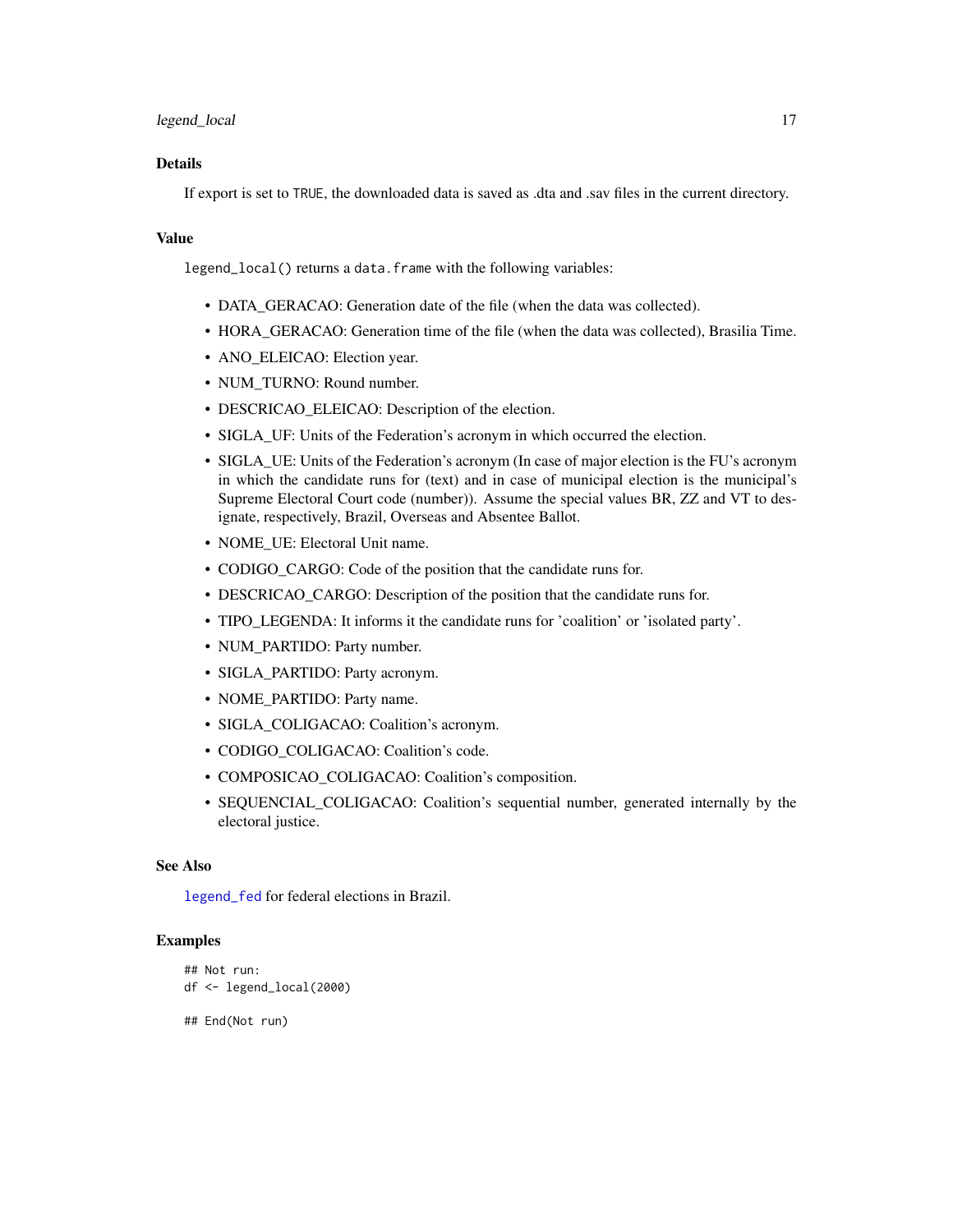### Details

If export is set to `TRUE`, the downloaded data is saved as .dta and .sav files in the current directory.

### Value

`legend_local()` returns a `data.frame` with the following variables:

- DATA_GERACAO: Generation date of the file (when the data was collected).
- HORA_GERACAO: Generation time of the file (when the data was collected), Brasilia Time.
- ANO_ELEICAO: Election year.
- NUM_TURNO: Round number.
- DESCRICAO_ELEICAO: Description of the election.
- SIGLA_UF: Units of the Federation's acronym in which occurred the election.
- SIGLA_UE: Units of the Federation's acronym (In case of major election is the FU's acronym in which the candidate runs for (text) and in case of municipal election is the municipal's Supreme Electoral Court code (number)). Assume the special values BR, ZZ and VT to designate, respectively, Brazil, Overseas and Absentee Ballot.
- NOME_UE: Electoral Unit name.
- CODIGO_CARGO: Code of the position that the candidate runs for.
- DESCRICAO_CARGO: Description of the position that the candidate runs for.
- TIPO_LEGENDA: It informs it the candidate runs for 'coalition' or 'isolated party'.
- NUM_PARTIDO: Party number.
- SIGLA_PARTIDO: Party acronym.
- NOME_PARTIDO: Party name.
- SIGLA_COLIGACAO: Coalition's acronym.
- CODIGO_COLIGACAO: Coalition's code.
- COMPOSICAO_COLIGACAO: Coalition's composition.
- SEQUENCIAL_COLIGACAO: Coalition's sequential number, generated internally by the electoral justice.

### See Also

`legend_fed` for federal elections in Brazil.

### Examples

```
## Not run:
df <- legend_local(2000)

## End(Not run)
```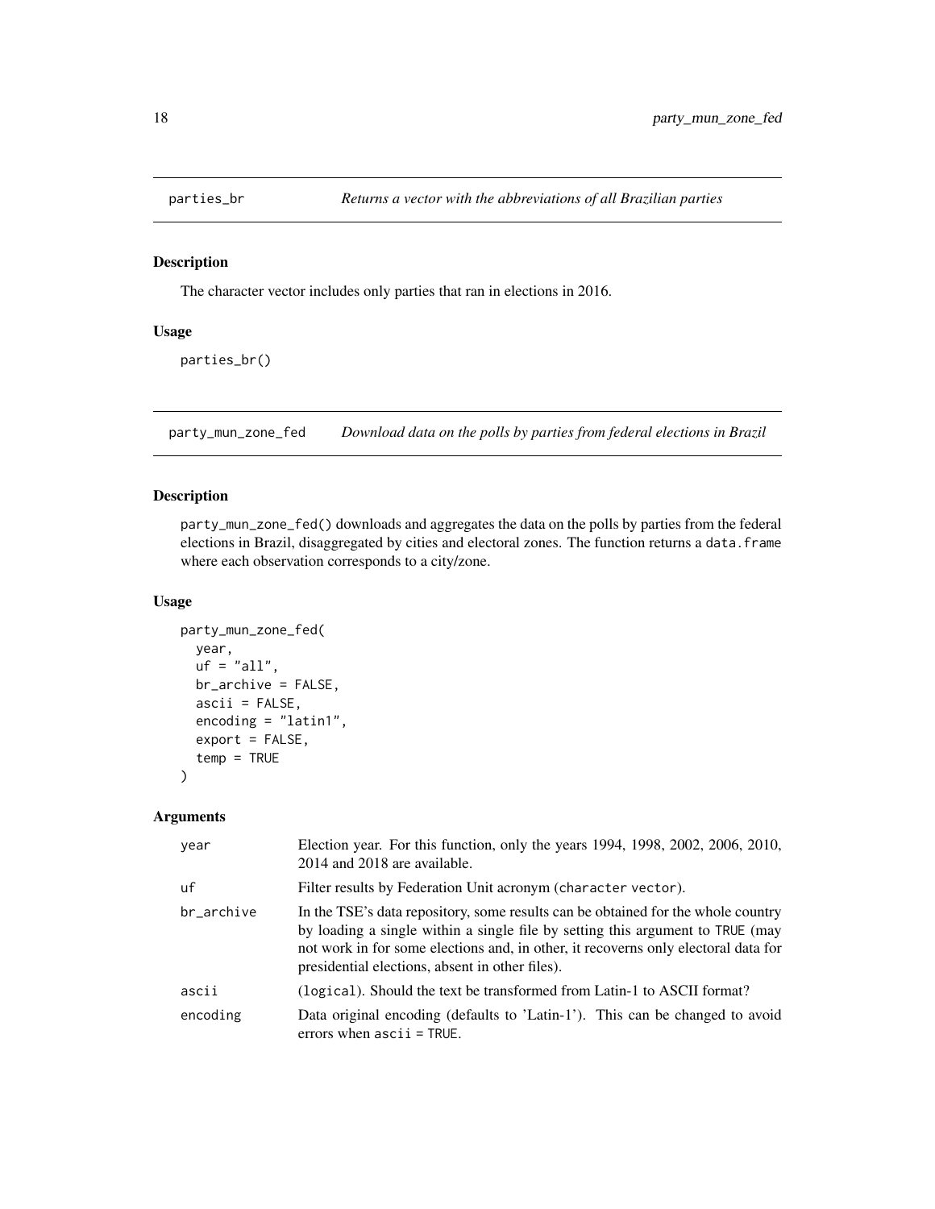## parties_br — *Returns a vector with the abbreviations of all Brazilian parties*

### Description

The character vector includes only parties that ran in elections in 2016.

### Usage

```
parties_br()
```

## party_mun_zone_fed — *Download data on the polls by parties from federal elections in Brazil*

### Description

party_mun_zone_fed() downloads and aggregates the data on the polls by parties from the federal elections in Brazil, disaggregated by cities and electoral zones. The function returns a data.frame where each observation corresponds to a city/zone.

### Usage

```
party_mun_zone_fed(
  year,
  uf = "all",
  br_archive = FALSE,
  ascii = FALSE,
  encoding = "latin1",
  export = FALSE,
  temp = TRUE
)
```

### Arguments

| | |
|---|---|
| year | Election year. For this function, only the years 1994, 1998, 2002, 2006, 2010, 2014 and 2018 are available. |
| uf | Filter results by Federation Unit acronym (character vector). |
| br_archive | In the TSE's data repository, some results can be obtained for the whole country by loading a single within a single file by setting this argument to TRUE (may not work in for some elections and, in other, it recoverns only electoral data for presidential elections, absent in other files). |
| ascii | (logical). Should the text be transformed from Latin-1 to ASCII format? |
| encoding | Data original encoding (defaults to 'Latin-1'). This can be changed to avoid errors when ascii = TRUE. |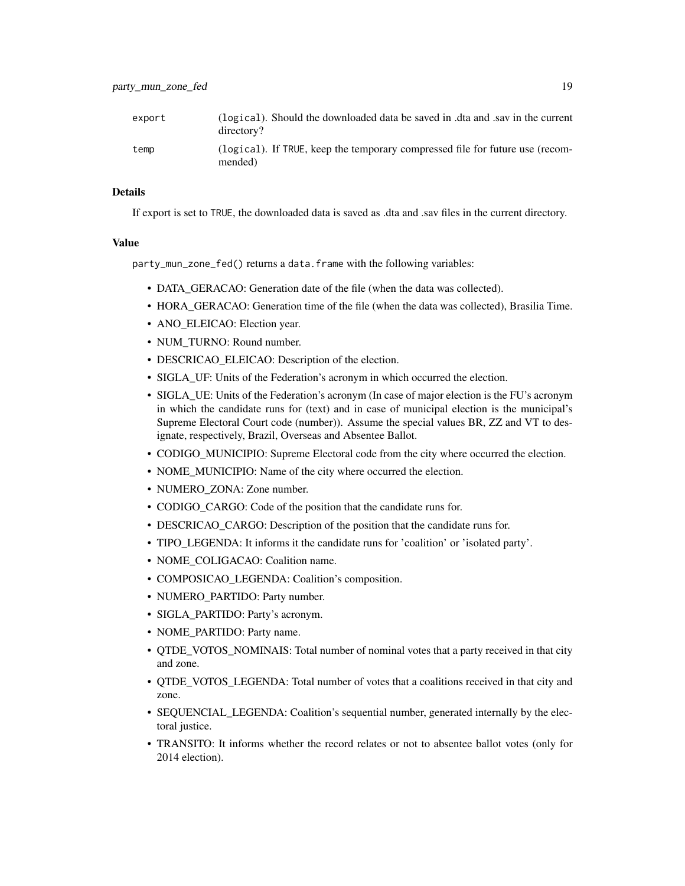| | |
|---|---|
| export | (logical). Should the downloaded data be saved in .dta and .sav in the current directory? |
| temp | (logical). If TRUE, keep the temporary compressed file for future use (recommended) |

### Details

If export is set to TRUE, the downloaded data is saved as .dta and .sav files in the current directory.

### Value

party_mun_zone_fed() returns a data.frame with the following variables:

- DATA_GERACAO: Generation date of the file (when the data was collected).
- HORA_GERACAO: Generation time of the file (when the data was collected), Brasilia Time.
- ANO_ELEICAO: Election year.
- NUM_TURNO: Round number.
- DESCRICAO_ELEICAO: Description of the election.
- SIGLA_UF: Units of the Federation's acronym in which occurred the election.
- SIGLA_UE: Units of the Federation's acronym (In case of major election is the FU's acronym in which the candidate runs for (text) and in case of municipal election is the municipal's Supreme Electoral Court code (number)). Assume the special values BR, ZZ and VT to designate, respectively, Brazil, Overseas and Absentee Ballot.
- CODIGO_MUNICIPIO: Supreme Electoral code from the city where occurred the election.
- NOME_MUNICIPIO: Name of the city where occurred the election.
- NUMERO_ZONA: Zone number.
- CODIGO_CARGO: Code of the position that the candidate runs for.
- DESCRICAO_CARGO: Description of the position that the candidate runs for.
- TIPO_LEGENDA: It informs it the candidate runs for 'coalition' or 'isolated party'.
- NOME_COLIGACAO: Coalition name.
- COMPOSICAO_LEGENDA: Coalition's composition.
- NUMERO_PARTIDO: Party number.
- SIGLA_PARTIDO: Party's acronym.
- NOME_PARTIDO: Party name.
- QTDE_VOTOS_NOMINAIS: Total number of nominal votes that a party received in that city and zone.
- QTDE_VOTOS_LEGENDA: Total number of votes that a coalitions received in that city and zone.
- SEQUENCIAL_LEGENDA: Coalition's sequential number, generated internally by the electoral justice.
- TRANSITO: It informs whether the record relates or not to absentee ballot votes (only for 2014 election).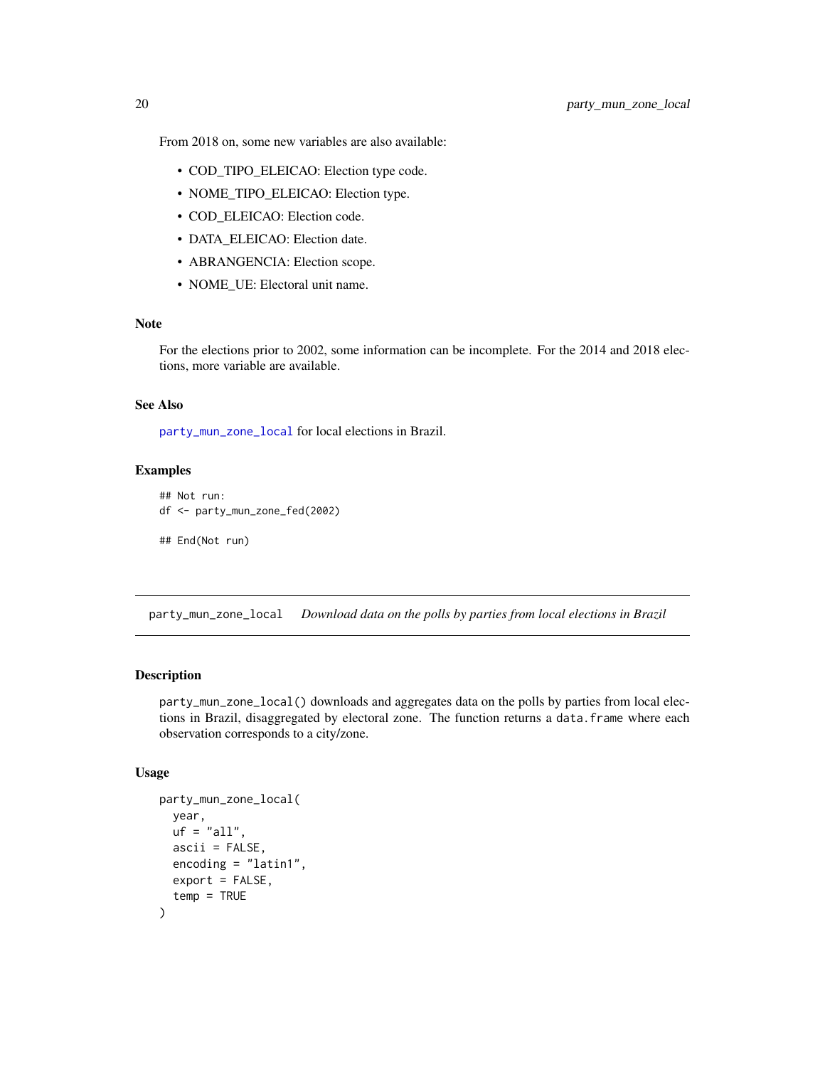From 2018 on, some new variables are also available:

- COD_TIPO_ELEICAO: Election type code.
- NOME_TIPO_ELEICAO: Election type.
- COD_ELEICAO: Election code.
- DATA_ELEICAO: Election date.
- ABRANGENCIA: Election scope.
- NOME_UE: Electoral unit name.

### Note

For the elections prior to 2002, some information can be incomplete. For the 2014 and 2018 elections, more variable are available.

### See Also

`party_mun_zone_local` for local elections in Brazil.

### Examples

```
## Not run:
df <- party_mun_zone_fed(2002)

## End(Not run)
```

---

## party_mun_zone_local    *Download data on the polls by parties from local elections in Brazil*

---

### Description

`party_mun_zone_local()` downloads and aggregates data on the polls by parties from local elections in Brazil, disaggregated by electoral zone. The function returns a `data.frame` where each observation corresponds to a city/zone.

### Usage

```
party_mun_zone_local(
  year,
  uf = "all",
  ascii = FALSE,
  encoding = "latin1",
  export = FALSE,
  temp = TRUE
)
```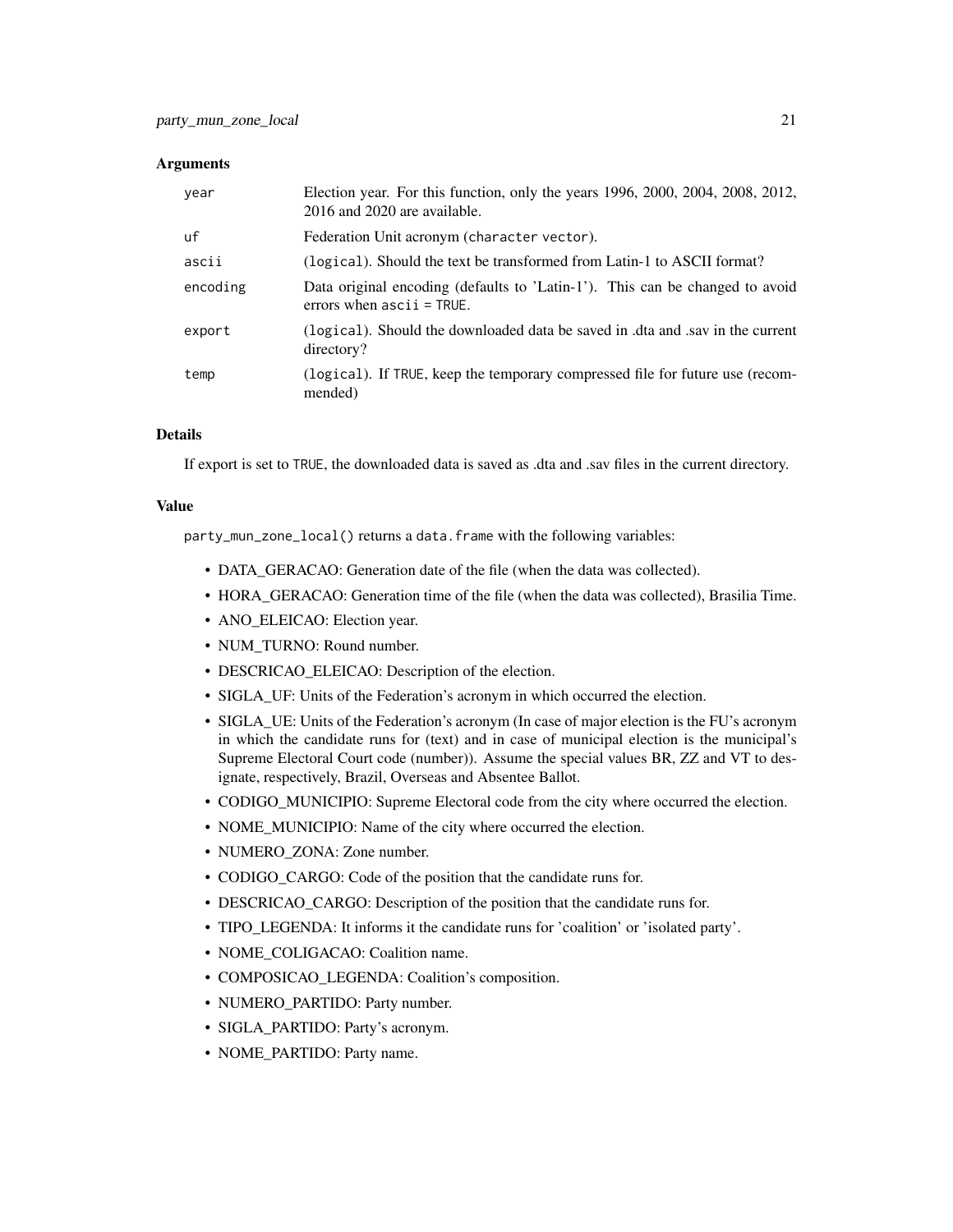## Arguments

| | |
|---|---|
| year | Election year. For this function, only the years 1996, 2000, 2004, 2008, 2012, 2016 and 2020 are available. |
| uf | Federation Unit acronym (`character vector`). |
| ascii | (`logical`). Should the text be transformed from Latin-1 to ASCII format? |
| encoding | Data original encoding (defaults to 'Latin-1'). This can be changed to avoid errors when `ascii = TRUE`. |
| export | (`logical`). Should the downloaded data be saved in .dta and .sav in the current directory? |
| temp | (`logical`). If `TRUE`, keep the temporary compressed file for future use (recommended) |

## Details

If export is set to `TRUE`, the downloaded data is saved as .dta and .sav files in the current directory.

## Value

`party_mun_zone_local()` returns a `data.frame` with the following variables:

- DATA_GERACAO: Generation date of the file (when the data was collected).
- HORA_GERACAO: Generation time of the file (when the data was collected), Brasilia Time.
- ANO_ELEICAO: Election year.
- NUM_TURNO: Round number.
- DESCRICAO_ELEICAO: Description of the election.
- SIGLA_UF: Units of the Federation's acronym in which occurred the election.
- SIGLA_UE: Units of the Federation's acronym (In case of major election is the FU's acronym in which the candidate runs for (text) and in case of municipal election is the municipal's Supreme Electoral Court code (number)). Assume the special values BR, ZZ and VT to designate, respectively, Brazil, Overseas and Absentee Ballot.
- CODIGO_MUNICIPIO: Supreme Electoral code from the city where occurred the election.
- NOME_MUNICIPIO: Name of the city where occurred the election.
- NUMERO_ZONA: Zone number.
- CODIGO_CARGO: Code of the position that the candidate runs for.
- DESCRICAO_CARGO: Description of the position that the candidate runs for.
- TIPO_LEGENDA: It informs it the candidate runs for 'coalition' or 'isolated party'.
- NOME_COLIGACAO: Coalition name.
- COMPOSICAO_LEGENDA: Coalition's composition.
- NUMERO_PARTIDO: Party number.
- SIGLA_PARTIDO: Party's acronym.
- NOME_PARTIDO: Party name.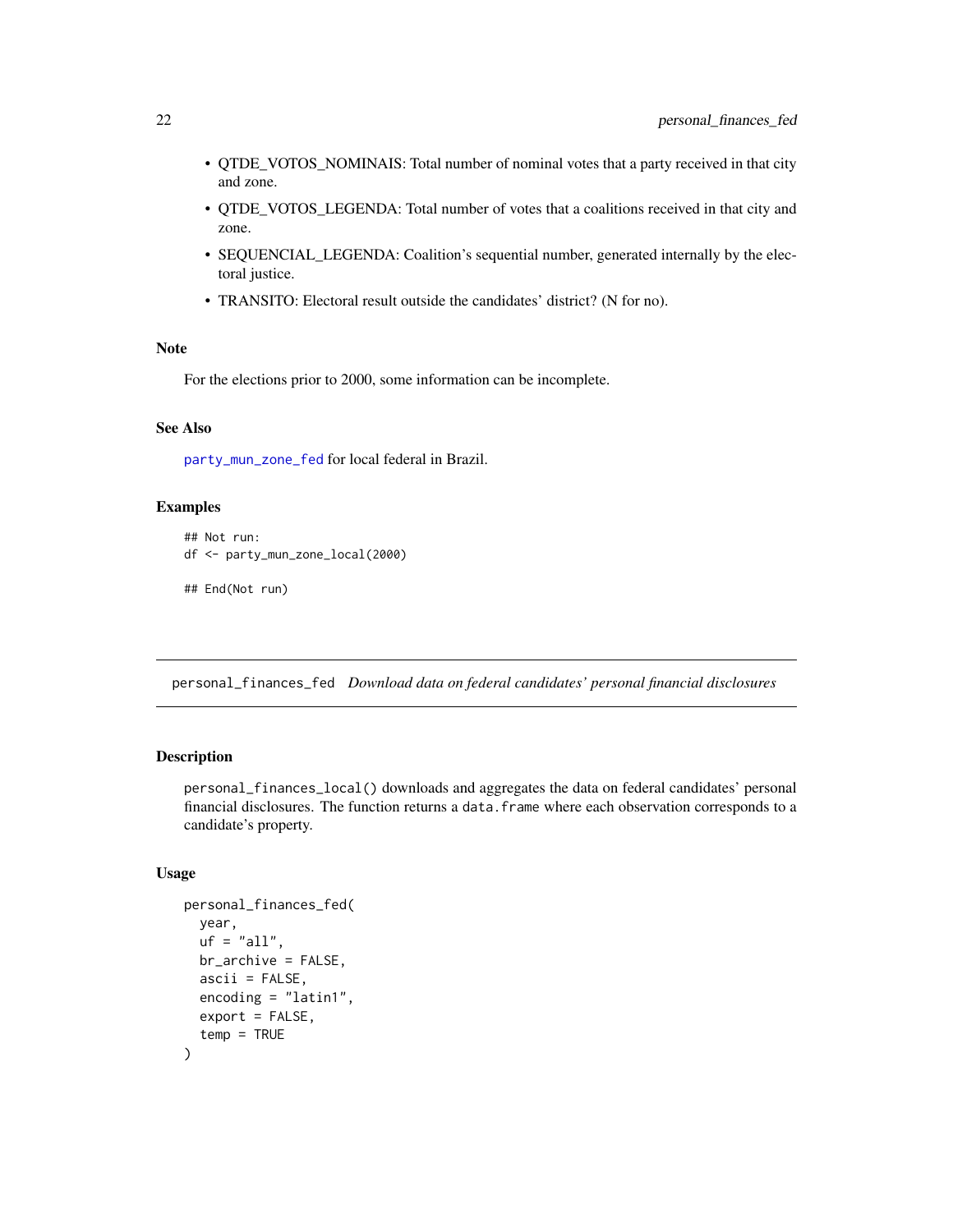- QTDE_VOTOS_NOMINAIS: Total number of nominal votes that a party received in that city and zone.
- QTDE_VOTOS_LEGENDA: Total number of votes that a coalitions received in that city and zone.
- SEQUENCIAL_LEGENDA: Coalition's sequential number, generated internally by the electoral justice.
- TRANSITO: Electoral result outside the candidates' district? (N for no).

### Note

For the elections prior to 2000, some information can be incomplete.

### See Also

`party_mun_zone_fed` for local federal in Brazil.

### Examples

```
## Not run:
df <- party_mun_zone_local(2000)

## End(Not run)
```

---

## personal_finances_fed *Download data on federal candidates' personal financial disclosures*

### Description

`personal_finances_local()` downloads and aggregates the data on federal candidates' personal financial disclosures. The function returns a `data.frame` where each observation corresponds to a candidate's property.

### Usage

```
personal_finances_fed(
  year,
  uf = "all",
  br_archive = FALSE,
  ascii = FALSE,
  encoding = "latin1",
  export = FALSE,
  temp = TRUE
)
```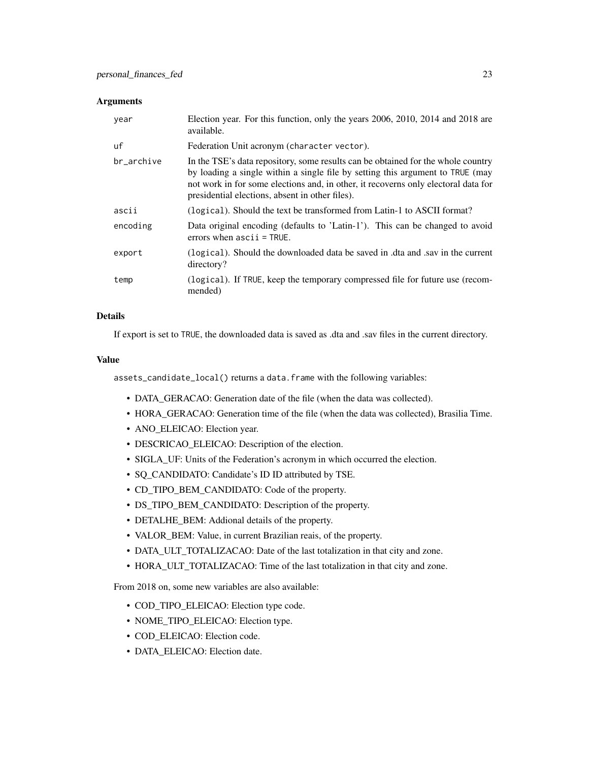### Arguments

| | |
|---|---|
| year | Election year. For this function, only the years 2006, 2010, 2014 and 2018 are available. |
| uf | Federation Unit acronym (character vector). |
| br_archive | In the TSE's data repository, some results can be obtained for the whole country by loading a single within a single file by setting this argument to TRUE (may not work in for some elections and, in other, it recoverns only electoral data for presidential elections, absent in other files). |
| ascii | (logical). Should the text be transformed from Latin-1 to ASCII format? |
| encoding | Data original encoding (defaults to 'Latin-1'). This can be changed to avoid errors when ascii = TRUE. |
| export | (logical). Should the downloaded data be saved in .dta and .sav in the current directory? |
| temp | (logical). If TRUE, keep the temporary compressed file for future use (recommended) |

### Details

If export is set to TRUE, the downloaded data is saved as .dta and .sav files in the current directory.

### Value

assets_candidate_local() returns a data.frame with the following variables:

- DATA_GERACAO: Generation date of the file (when the data was collected).
- HORA_GERACAO: Generation time of the file (when the data was collected), Brasilia Time.
- ANO_ELEICAO: Election year.
- DESCRICAO_ELEICAO: Description of the election.
- SIGLA_UF: Units of the Federation's acronym in which occurred the election.
- SQ_CANDIDATO: Candidate's ID ID attributed by TSE.
- CD_TIPO_BEM_CANDIDATO: Code of the property.
- DS_TIPO_BEM_CANDIDATO: Description of the property.
- DETALHE_BEM: Addional details of the property.
- VALOR_BEM: Value, in current Brazilian reais, of the property.
- DATA_ULT_TOTALIZACAO: Date of the last totalization in that city and zone.
- HORA_ULT_TOTALIZACAO: Time of the last totalization in that city and zone.

From 2018 on, some new variables are also available:

- COD_TIPO_ELEICAO: Election type code.
- NOME_TIPO_ELEICAO: Election type.
- COD_ELEICAO: Election code.
- DATA_ELEICAO: Election date.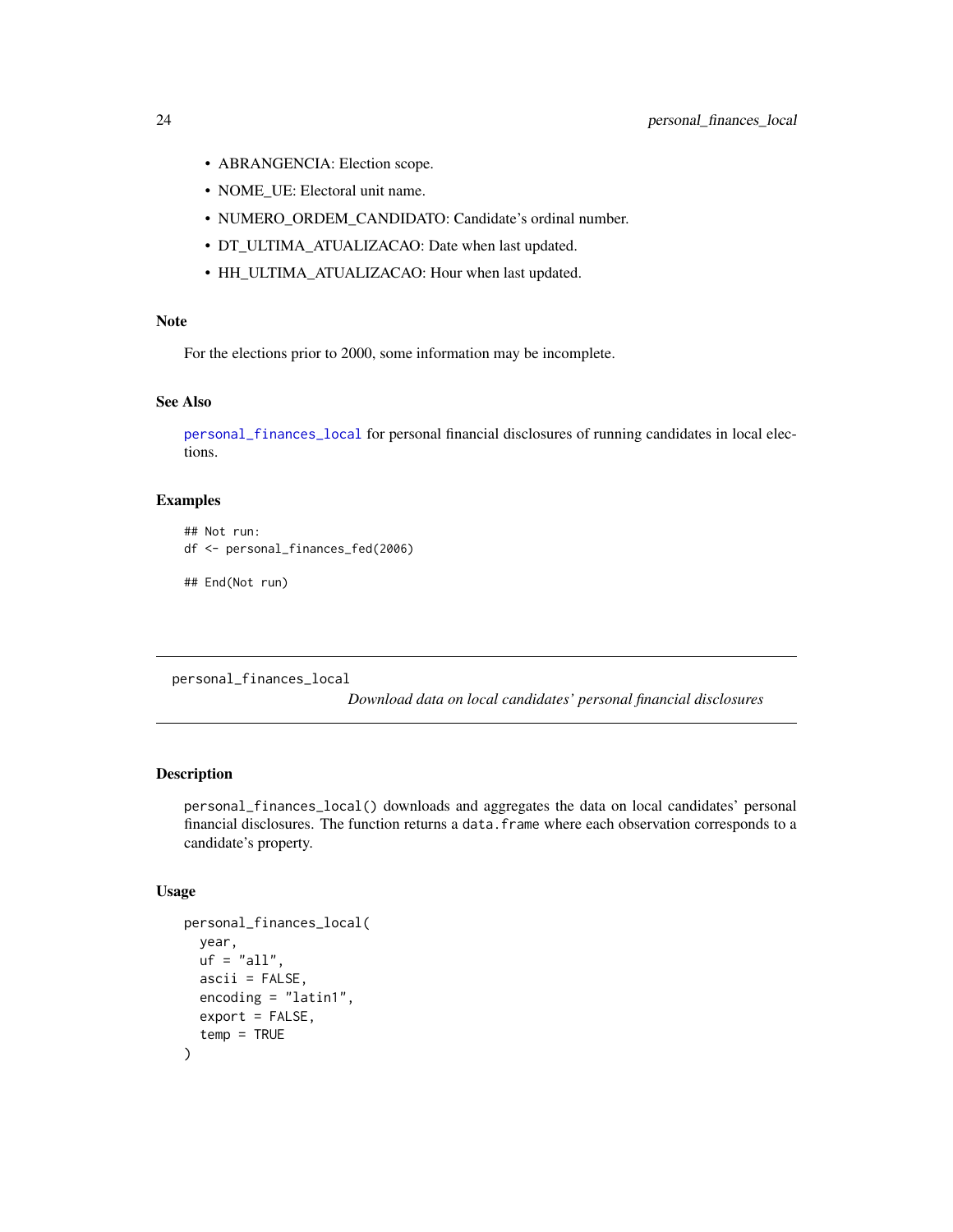- ABRANGENCIA: Election scope.
- NOME_UE: Electoral unit name.
- NUMERO_ORDEM_CANDIDATO: Candidate's ordinal number.
- DT_ULTIMA_ATUALIZACAO: Date when last updated.
- HH_ULTIMA_ATUALIZACAO: Hour when last updated.

### Note

For the elections prior to 2000, some information may be incomplete.

### See Also

`personal_finances_local` for personal financial disclosures of running candidates in local elections.

### Examples

```
## Not run:
df <- personal_finances_fed(2006)

## End(Not run)
```

---

## personal_finances_local

*Download data on local candidates' personal financial disclosures*

---

### Description

`personal_finances_local()` downloads and aggregates the data on local candidates' personal financial disclosures. The function returns a `data.frame` where each observation corresponds to a candidate's property.

### Usage

```
personal_finances_local(
  year,
  uf = "all",
  ascii = FALSE,
  encoding = "latin1",
  export = FALSE,
  temp = TRUE
)
```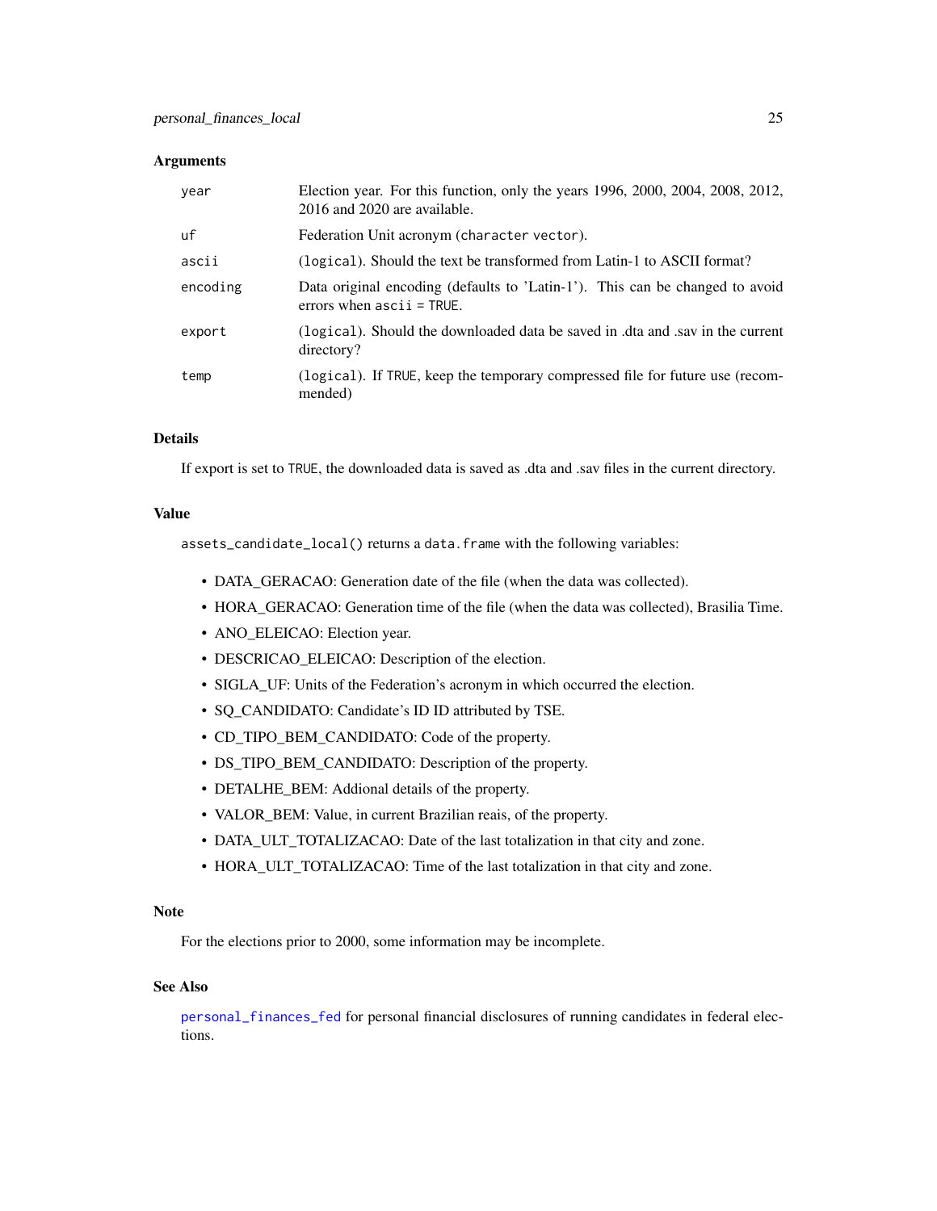## Arguments

| | |
|---|---|
| `year` | Election year. For this function, only the years 1996, 2000, 2004, 2008, 2012, 2016 and 2020 are available. |
| `uf` | Federation Unit acronym (`character vector`). |
| `ascii` | (`logical`). Should the text be transformed from Latin-1 to ASCII format? |
| `encoding` | Data original encoding (defaults to 'Latin-1'). This can be changed to avoid errors when `ascii = TRUE`. |
| `export` | (`logical`). Should the downloaded data be saved in .dta and .sav in the current directory? |
| `temp` | (`logical`). If `TRUE`, keep the temporary compressed file for future use (recommended) |

## Details

If export is set to `TRUE`, the downloaded data is saved as .dta and .sav files in the current directory.

## Value

`assets_candidate_local()` returns a `data.frame` with the following variables:

- DATA_GERACAO: Generation date of the file (when the data was collected).
- HORA_GERACAO: Generation time of the file (when the data was collected), Brasilia Time.
- ANO_ELEICAO: Election year.
- DESCRICAO_ELEICAO: Description of the election.
- SIGLA_UF: Units of the Federation's acronym in which occurred the election.
- SQ_CANDIDATO: Candidate's ID ID attributed by TSE.
- CD_TIPO_BEM_CANDIDATO: Code of the property.
- DS_TIPO_BEM_CANDIDATO: Description of the property.
- DETALHE_BEM: Addional details of the property.
- VALOR_BEM: Value, in current Brazilian reais, of the property.
- DATA_ULT_TOTALIZACAO: Date of the last totalization in that city and zone.
- HORA_ULT_TOTALIZACAO: Time of the last totalization in that city and zone.

## Note

For the elections prior to 2000, some information may be incomplete.

## See Also

`personal_finances_fed` for personal financial disclosures of running candidates in federal elections.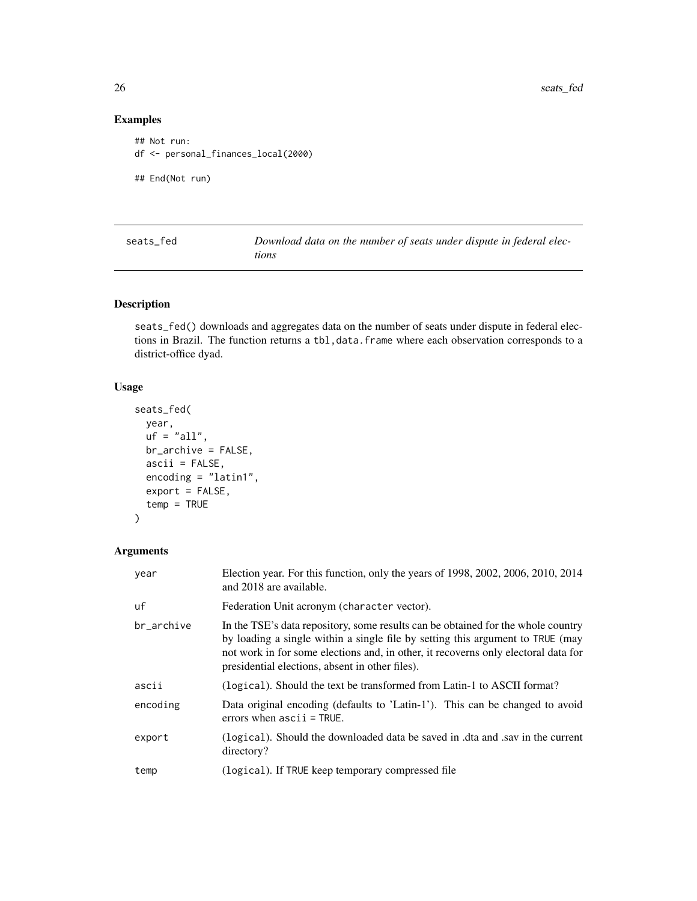## Examples

```
## Not run:
df <- personal_finances_local(2000)

## End(Not run)
```

# seats_fed — *Download data on the number of seats under dispute in federal elections*

## Description

seats_fed() downloads and aggregates data on the number of seats under dispute in federal elections in Brazil. The function returns a tbl,data.frame where each observation corresponds to a district-office dyad.

## Usage

```
seats_fed(
  year,
  uf = "all",
  br_archive = FALSE,
  ascii = FALSE,
  encoding = "latin1",
  export = FALSE,
  temp = TRUE
)
```

## Arguments

| | |
|---|---|
| year | Election year. For this function, only the years of 1998, 2002, 2006, 2010, 2014 and 2018 are available. |
| uf | Federation Unit acronym (character vector). |
| br_archive | In the TSE's data repository, some results can be obtained for the whole country by loading a single within a single file by setting this argument to TRUE (may not work in for some elections and, in other, it recoverns only electoral data for presidential elections, absent in other files). |
| ascii | (logical). Should the text be transformed from Latin-1 to ASCII format? |
| encoding | Data original encoding (defaults to 'Latin-1'). This can be changed to avoid errors when ascii = TRUE. |
| export | (logical). Should the downloaded data be saved in .dta and .sav in the current directory? |
| temp | (logical). If TRUE keep temporary compressed file |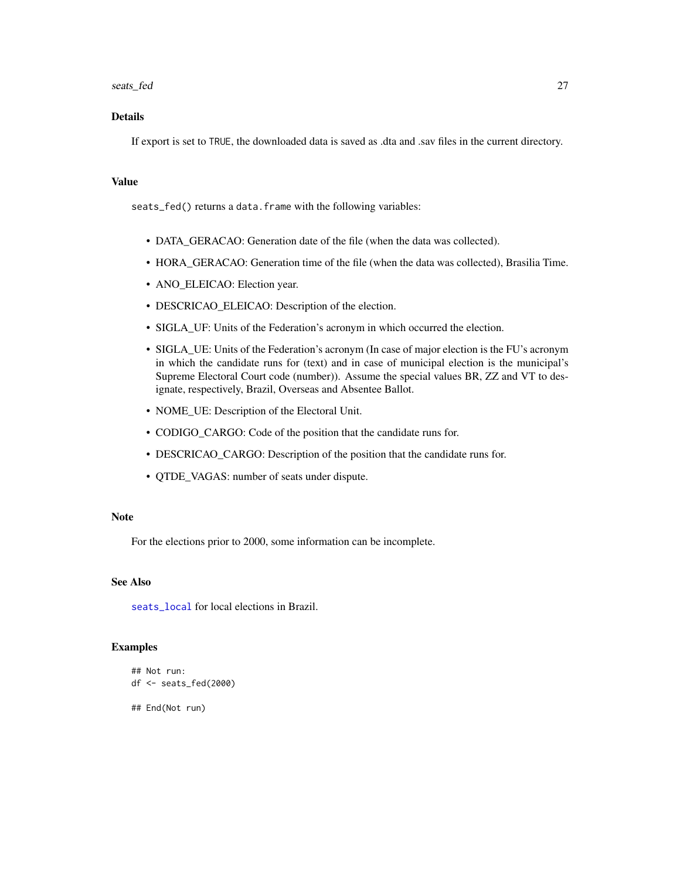### Details

If export is set to `TRUE`, the downloaded data is saved as .dta and .sav files in the current directory.

### Value

`seats_fed()` returns a `data.frame` with the following variables:

- DATA_GERACAO: Generation date of the file (when the data was collected).
- HORA_GERACAO: Generation time of the file (when the data was collected), Brasilia Time.
- ANO_ELEICAO: Election year.
- DESCRICAO_ELEICAO: Description of the election.
- SIGLA_UF: Units of the Federation's acronym in which occurred the election.
- SIGLA_UE: Units of the Federation's acronym (In case of major election is the FU's acronym in which the candidate runs for (text) and in case of municipal election is the municipal's Supreme Electoral Court code (number)). Assume the special values BR, ZZ and VT to designate, respectively, Brazil, Overseas and Absentee Ballot.
- NOME_UE: Description of the Electoral Unit.
- CODIGO_CARGO: Code of the position that the candidate runs for.
- DESCRICAO_CARGO: Description of the position that the candidate runs for.
- QTDE_VAGAS: number of seats under dispute.

### Note

For the elections prior to 2000, some information can be incomplete.

### See Also

`seats_local` for local elections in Brazil.

### Examples

```
## Not run:
df <- seats_fed(2000)

## End(Not run)
```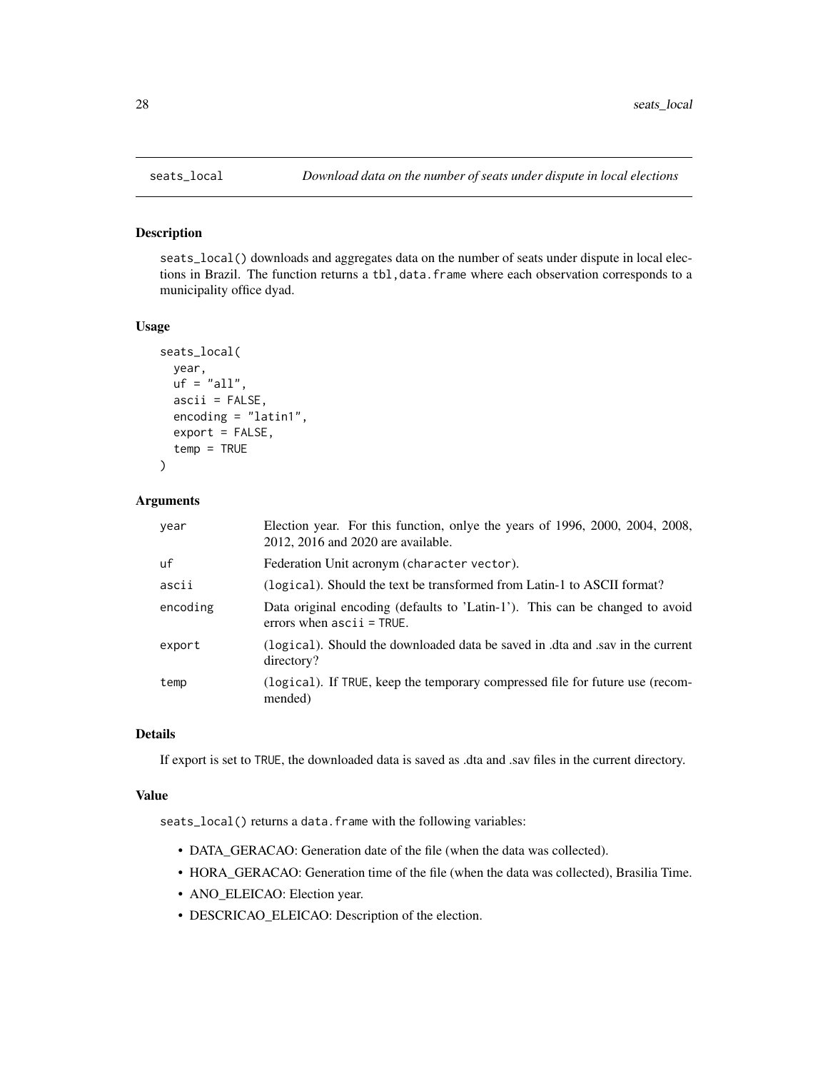# seats_local *Download data on the number of seats under dispute in local elections*

## Description

seats_local() downloads and aggregates data on the number of seats under dispute in local elections in Brazil. The function returns a tbl,data.frame where each observation corresponds to a municipality office dyad.

## Usage

```
seats_local(
  year,
  uf = "all",
  ascii = FALSE,
  encoding = "latin1",
  export = FALSE,
  temp = TRUE
)
```

## Arguments

| | |
|---|---|
| year | Election year. For this function, onlye the years of 1996, 2000, 2004, 2008, 2012, 2016 and 2020 are available. |
| uf | Federation Unit acronym (character vector). |
| ascii | (logical). Should the text be transformed from Latin-1 to ASCII format? |
| encoding | Data original encoding (defaults to 'Latin-1'). This can be changed to avoid errors when ascii = TRUE. |
| export | (logical). Should the downloaded data be saved in .dta and .sav in the current directory? |
| temp | (logical). If TRUE, keep the temporary compressed file for future use (recommended) |

## Details

If export is set to TRUE, the downloaded data is saved as .dta and .sav files in the current directory.

## Value

seats_local() returns a data.frame with the following variables:

- DATA_GERACAO: Generation date of the file (when the data was collected).
- HORA_GERACAO: Generation time of the file (when the data was collected), Brasilia Time.
- ANO_ELEICAO: Election year.
- DESCRICAO_ELEICAO: Description of the election.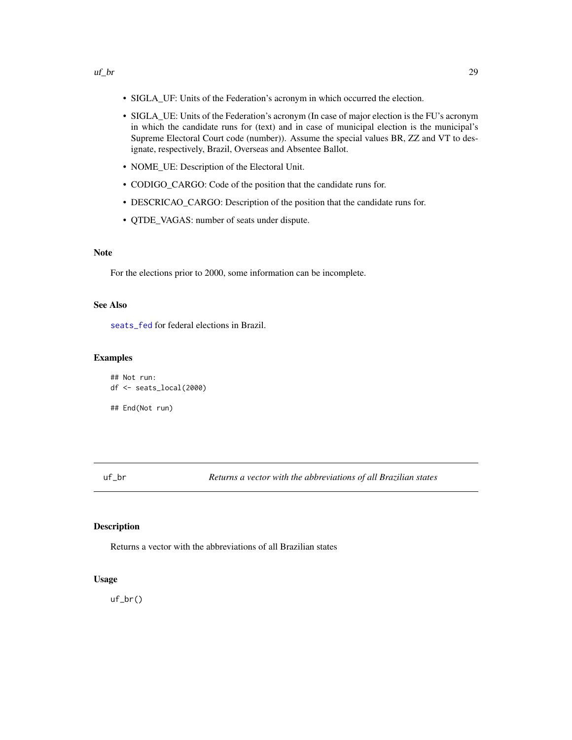- SIGLA_UF: Units of the Federation's acronym in which occurred the election.
- SIGLA_UE: Units of the Federation's acronym (In case of major election is the FU's acronym in which the candidate runs for (text) and in case of municipal election is the municipal's Supreme Electoral Court code (number)). Assume the special values BR, ZZ and VT to designate, respectively, Brazil, Overseas and Absentee Ballot.
- NOME_UE: Description of the Electoral Unit.
- CODIGO_CARGO: Code of the position that the candidate runs for.
- DESCRICAO_CARGO: Description of the position that the candidate runs for.
- QTDE_VAGAS: number of seats under dispute.

### Note

For the elections prior to 2000, some information can be incomplete.

### See Also

`seats_fed` for federal elections in Brazil.

### Examples

```
## Not run:
df <- seats_local(2000)

## End(Not run)
```

---

## uf_br — *Returns a vector with the abbreviations of all Brazilian states*

### Description

Returns a vector with the abbreviations of all Brazilian states

### Usage

```
uf_br()
```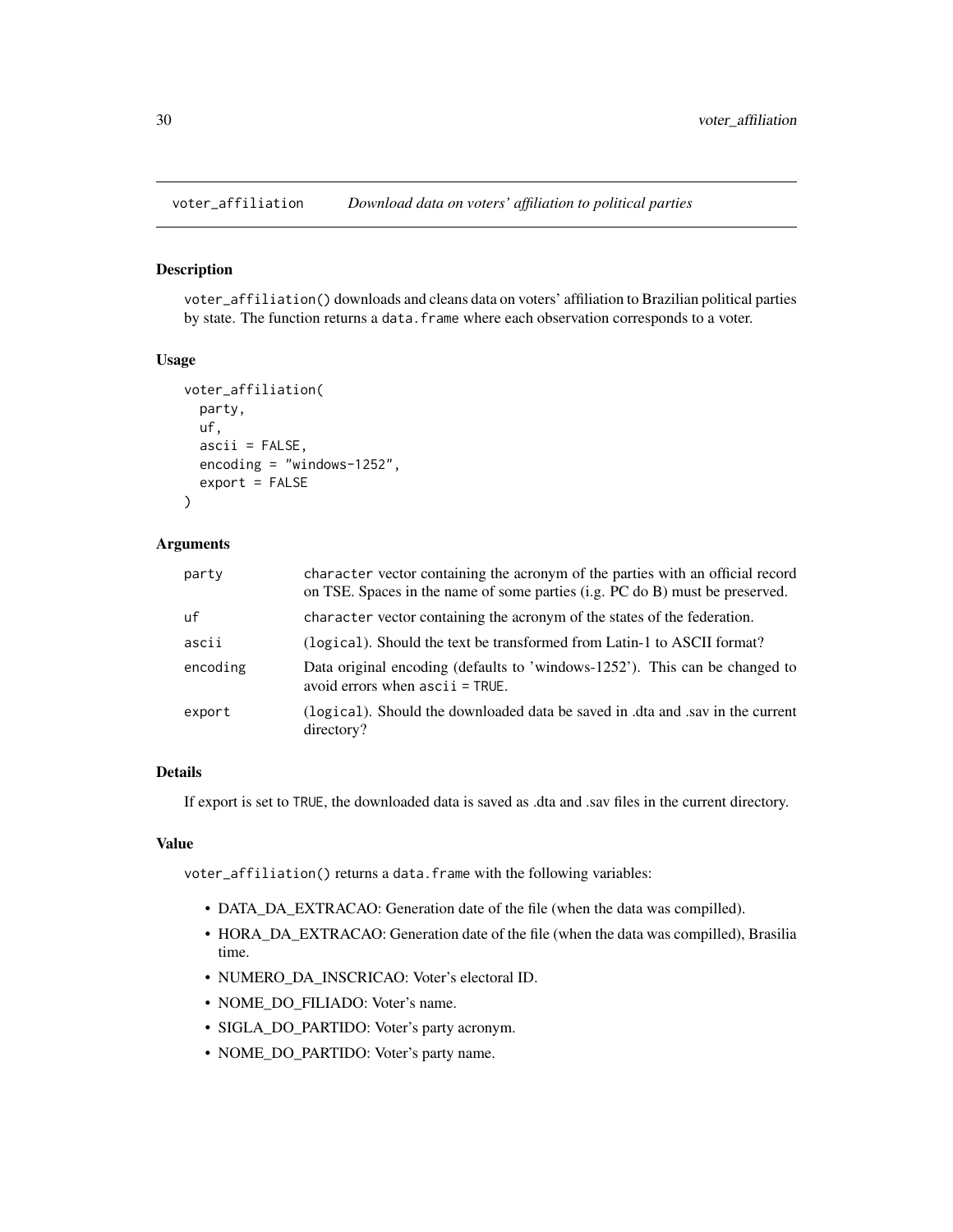## voter_affiliation *Download data on voters' affiliation to political parties*

### Description

voter_affiliation() downloads and cleans data on voters' affiliation to Brazilian political parties by state. The function returns a data.frame where each observation corresponds to a voter.

### Usage

```
voter_affiliation(
  party,
  uf,
  ascii = FALSE,
  encoding = "windows-1252",
  export = FALSE
)
```

### Arguments

| | |
|---|---|
| party | character vector containing the acronym of the parties with an official record on TSE. Spaces in the name of some parties (i.g. PC do B) must be preserved. |
| uf | character vector containing the acronym of the states of the federation. |
| ascii | (logical). Should the text be transformed from Latin-1 to ASCII format? |
| encoding | Data original encoding (defaults to 'windows-1252'). This can be changed to avoid errors when ascii = TRUE. |
| export | (logical). Should the downloaded data be saved in .dta and .sav in the current directory? |

### Details

If export is set to TRUE, the downloaded data is saved as .dta and .sav files in the current directory.

### Value

voter_affiliation() returns a data.frame with the following variables:

- DATA_DA_EXTRACAO: Generation date of the file (when the data was compilled).
- HORA_DA_EXTRACAO: Generation date of the file (when the data was compilled), Brasilia time.
- NUMERO_DA_INSCRICAO: Voter's electoral ID.
- NOME_DO_FILIADO: Voter's name.
- SIGLA_DO_PARTIDO: Voter's party acronym.
- NOME_DO_PARTIDO: Voter's party name.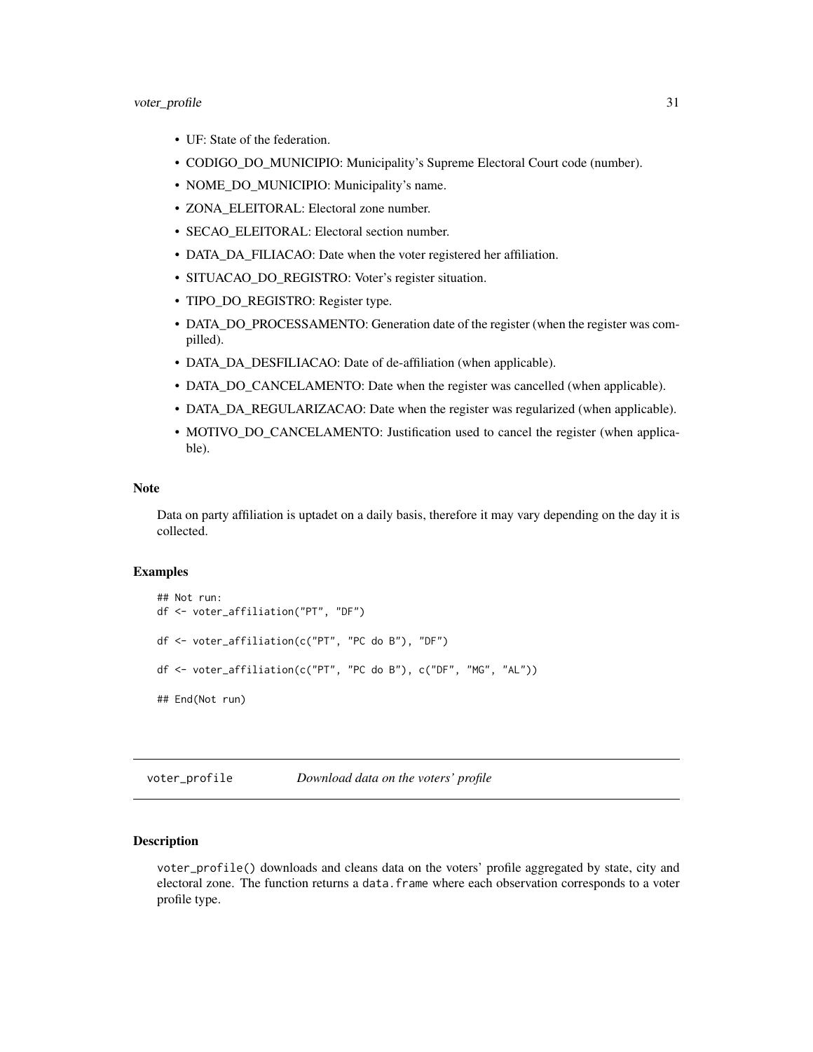- UF: State of the federation.
- CODIGO_DO_MUNICIPIO: Municipality's Supreme Electoral Court code (number).
- NOME_DO_MUNICIPIO: Municipality's name.
- ZONA_ELEITORAL: Electoral zone number.
- SECAO_ELEITORAL: Electoral section number.
- DATA_DA_FILIACAO: Date when the voter registered her affiliation.
- SITUACAO_DO_REGISTRO: Voter's register situation.
- TIPO_DO_REGISTRO: Register type.
- DATA_DO_PROCESSAMENTO: Generation date of the register (when the register was compilled).
- DATA_DA_DESFILIACAO: Date of de-affiliation (when applicable).
- DATA_DO_CANCELAMENTO: Date when the register was cancelled (when applicable).
- DATA_DA_REGULARIZACAO: Date when the register was regularized (when applicable).
- MOTIVO_DO_CANCELAMENTO: Justification used to cancel the register (when applicable).

### Note

Data on party affiliation is uptadet on a daily basis, therefore it may vary depending on the day it is collected.

### Examples

```
## Not run:
df <- voter_affiliation("PT", "DF")

df <- voter_affiliation(c("PT", "PC do B"), "DF")

df <- voter_affiliation(c("PT", "PC do B"), c("DF", "MG", "AL"))

## End(Not run)
```

## voter_profile *Download data on the voters' profile*

### Description

voter_profile() downloads and cleans data on the voters' profile aggregated by state, city and electoral zone. The function returns a data.frame where each observation corresponds to a voter profile type.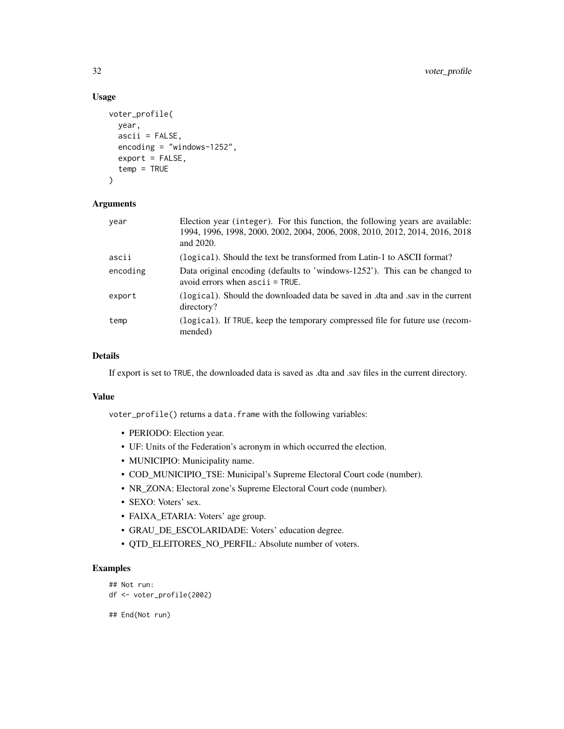## Usage

```
voter_profile(
  year,
  ascii = FALSE,
  encoding = "windows-1252",
  export = FALSE,
  temp = TRUE
)
```

## Arguments

| | |
|---|---|
| year | Election year (integer). For this function, the following years are available: 1994, 1996, 1998, 2000, 2002, 2004, 2006, 2008, 2010, 2012, 2014, 2016, 2018 and 2020. |
| ascii | (logical). Should the text be transformed from Latin-1 to ASCII format? |
| encoding | Data original encoding (defaults to 'windows-1252'). This can be changed to avoid errors when ascii = TRUE. |
| export | (logical). Should the downloaded data be saved in .dta and .sav in the current directory? |
| temp | (logical). If TRUE, keep the temporary compressed file for future use (recommended) |

## Details

If export is set to TRUE, the downloaded data is saved as .dta and .sav files in the current directory.

## Value

voter_profile() returns a data.frame with the following variables:

- PERIODO: Election year.
- UF: Units of the Federation's acronym in which occurred the election.
- MUNICIPIO: Municipality name.
- COD_MUNICIPIO_TSE: Municipal's Supreme Electoral Court code (number).
- NR_ZONA: Electoral zone's Supreme Electoral Court code (number).
- SEXO: Voters' sex.
- FAIXA_ETARIA: Voters' age group.
- GRAU_DE_ESCOLARIDADE: Voters' education degree.
- QTD_ELEITORES_NO_PERFIL: Absolute number of voters.

## Examples

```
## Not run:
df <- voter_profile(2002)

## End(Not run)
```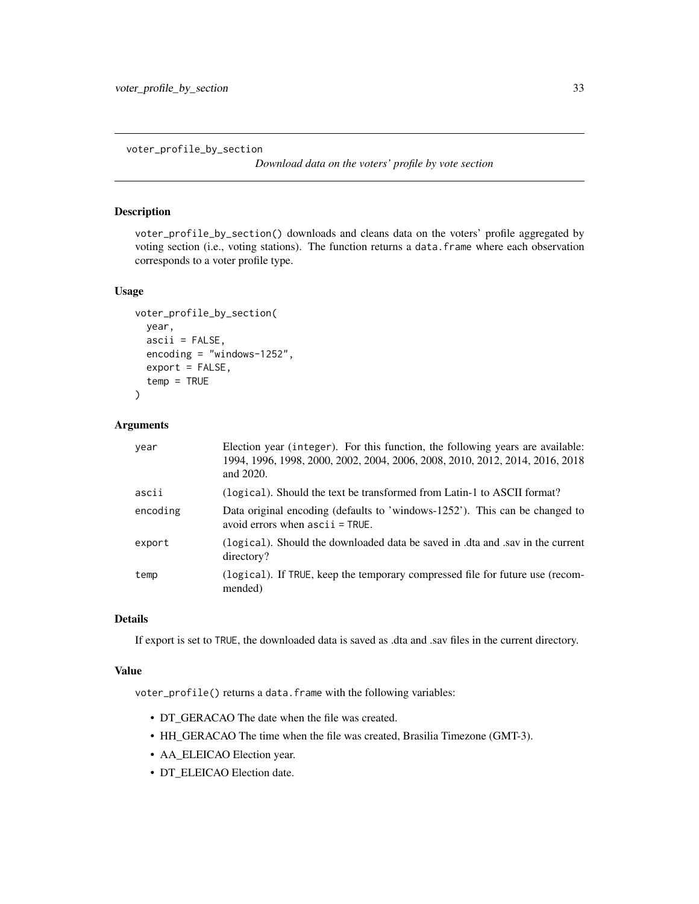voter_profile_by_section

*Download data on the voters' profile by vote section*

## Description

voter_profile_by_section() downloads and cleans data on the voters' profile aggregated by voting section (i.e., voting stations). The function returns a data.frame where each observation corresponds to a voter profile type.

## Usage

```
voter_profile_by_section(
  year,
  ascii = FALSE,
  encoding = "windows-1252",
  export = FALSE,
  temp = TRUE
)
```

## Arguments

| | |
|---|---|
| year | Election year (integer). For this function, the following years are available: 1994, 1996, 1998, 2000, 2002, 2004, 2006, 2008, 2010, 2012, 2014, 2016, 2018 and 2020. |
| ascii | (logical). Should the text be transformed from Latin-1 to ASCII format? |
| encoding | Data original encoding (defaults to 'windows-1252'). This can be changed to avoid errors when ascii = TRUE. |
| export | (logical). Should the downloaded data be saved in .dta and .sav in the current directory? |
| temp | (logical). If TRUE, keep the temporary compressed file for future use (recommended) |

## Details

If export is set to TRUE, the downloaded data is saved as .dta and .sav files in the current directory.

## Value

voter_profile() returns a data.frame with the following variables:

- DT_GERACAO The date when the file was created.
- HH_GERACAO The time when the file was created, Brasilia Timezone (GMT-3).
- AA_ELEICAO Election year.
- DT_ELEICAO Election date.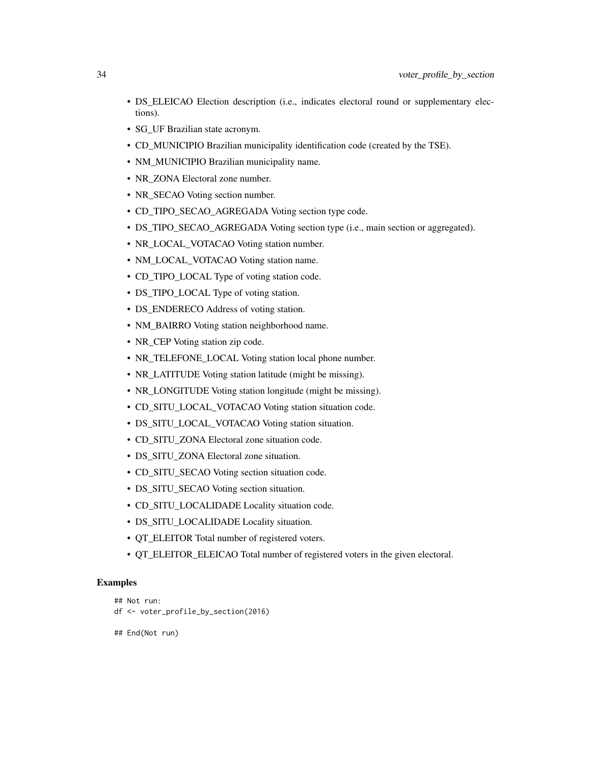- DS_ELEICAO Election description (i.e., indicates electoral round or supplementary elections).
- SG_UF Brazilian state acronym.
- CD_MUNICIPIO Brazilian municipality identification code (created by the TSE).
- NM_MUNICIPIO Brazilian municipality name.
- NR_ZONA Electoral zone number.
- NR_SECAO Voting section number.
- CD_TIPO_SECAO_AGREGADA Voting section type code.
- DS_TIPO_SECAO_AGREGADA Voting section type (i.e., main section or aggregated).
- NR_LOCAL_VOTACAO Voting station number.
- NM_LOCAL_VOTACAO Voting station name.
- CD_TIPO_LOCAL Type of voting station code.
- DS_TIPO_LOCAL Type of voting station.
- DS_ENDERECO Address of voting station.
- NM_BAIRRO Voting station neighborhood name.
- NR_CEP Voting station zip code.
- NR_TELEFONE_LOCAL Voting station local phone number.
- NR_LATITUDE Voting station latitude (might be missing).
- NR_LONGITUDE Voting station longitude (might be missing).
- CD_SITU_LOCAL_VOTACAO Voting station situation code.
- DS_SITU_LOCAL_VOTACAO Voting station situation.
- CD_SITU_ZONA Electoral zone situation code.
- DS_SITU_ZONA Electoral zone situation.
- CD_SITU_SECAO Voting section situation code.
- DS_SITU_SECAO Voting section situation.
- CD_SITU_LOCALIDADE Locality situation code.
- DS_SITU_LOCALIDADE Locality situation.
- QT_ELEITOR Total number of registered voters.
- QT_ELEITOR_ELEICAO Total number of registered voters in the given electoral.

### Examples

```
## Not run:
df <- voter_profile_by_section(2016)

## End(Not run)
```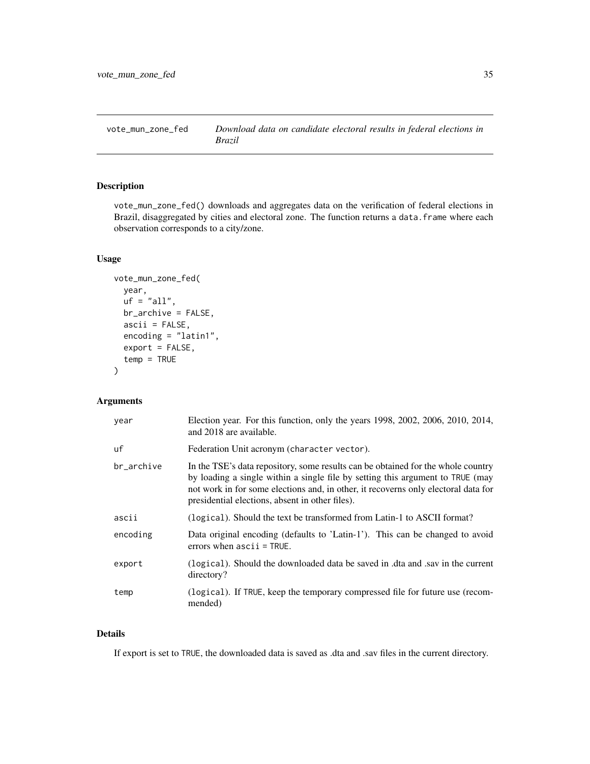## vote_mun_zone_fed

*Download data on candidate electoral results in federal elections in Brazil*

### Description

vote_mun_zone_fed() downloads and aggregates data on the verification of federal elections in Brazil, disaggregated by cities and electoral zone. The function returns a data.frame where each observation corresponds to a city/zone.

### Usage

```
vote_mun_zone_fed(
  year,
  uf = "all",
  br_archive = FALSE,
  ascii = FALSE,
  encoding = "latin1",
  export = FALSE,
  temp = TRUE
)
```

### Arguments

| | |
|---|---|
| year | Election year. For this function, only the years 1998, 2002, 2006, 2010, 2014, and 2018 are available. |
| uf | Federation Unit acronym (character vector). |
| br_archive | In the TSE's data repository, some results can be obtained for the whole country by loading a single within a single file by setting this argument to TRUE (may not work in for some elections and, in other, it recoverns only electoral data for presidential elections, absent in other files). |
| ascii | (logical). Should the text be transformed from Latin-1 to ASCII format? |
| encoding | Data original encoding (defaults to 'Latin-1'). This can be changed to avoid errors when ascii = TRUE. |
| export | (logical). Should the downloaded data be saved in .dta and .sav in the current directory? |
| temp | (logical). If TRUE, keep the temporary compressed file for future use (recommended) |

### Details

If export is set to TRUE, the downloaded data is saved as .dta and .sav files in the current directory.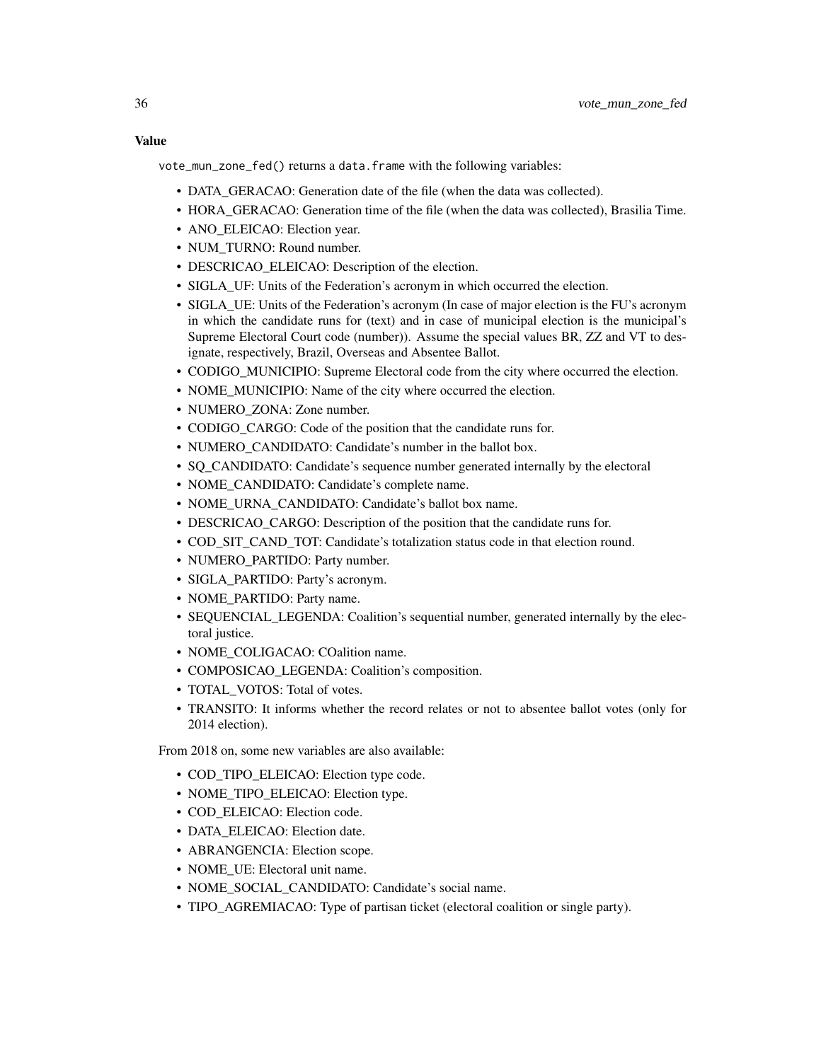### Value

vote_mun_zone_fed() returns a data.frame with the following variables:

- DATA_GERACAO: Generation date of the file (when the data was collected).
- HORA_GERACAO: Generation time of the file (when the data was collected), Brasilia Time.
- ANO_ELEICAO: Election year.
- NUM_TURNO: Round number.
- DESCRICAO_ELEICAO: Description of the election.
- SIGLA_UF: Units of the Federation's acronym in which occurred the election.
- SIGLA_UE: Units of the Federation's acronym (In case of major election is the FU's acronym in which the candidate runs for (text) and in case of municipal election is the municipal's Supreme Electoral Court code (number)). Assume the special values BR, ZZ and VT to designate, respectively, Brazil, Overseas and Absentee Ballot.
- CODIGO_MUNICIPIO: Supreme Electoral code from the city where occurred the election.
- NOME_MUNICIPIO: Name of the city where occurred the election.
- NUMERO_ZONA: Zone number.
- CODIGO_CARGO: Code of the position that the candidate runs for.
- NUMERO_CANDIDATO: Candidate's number in the ballot box.
- SQ_CANDIDATO: Candidate's sequence number generated internally by the electoral
- NOME_CANDIDATO: Candidate's complete name.
- NOME_URNA_CANDIDATO: Candidate's ballot box name.
- DESCRICAO_CARGO: Description of the position that the candidate runs for.
- COD_SIT_CAND_TOT: Candidate's totalization status code in that election round.
- NUMERO_PARTIDO: Party number.
- SIGLA_PARTIDO: Party's acronym.
- NOME_PARTIDO: Party name.
- SEQUENCIAL_LEGENDA: Coalition's sequential number, generated internally by the electoral justice.
- NOME_COLIGACAO: COalition name.
- COMPOSICAO_LEGENDA: Coalition's composition.
- TOTAL_VOTOS: Total of votes.
- TRANSITO: It informs whether the record relates or not to absentee ballot votes (only for 2014 election).

From 2018 on, some new variables are also available:

- COD_TIPO_ELEICAO: Election type code.
- NOME_TIPO_ELEICAO: Election type.
- COD_ELEICAO: Election code.
- DATA_ELEICAO: Election date.
- ABRANGENCIA: Election scope.
- NOME_UE: Electoral unit name.
- NOME_SOCIAL_CANDIDATO: Candidate's social name.
- TIPO_AGREMIACAO: Type of partisan ticket (electoral coalition or single party).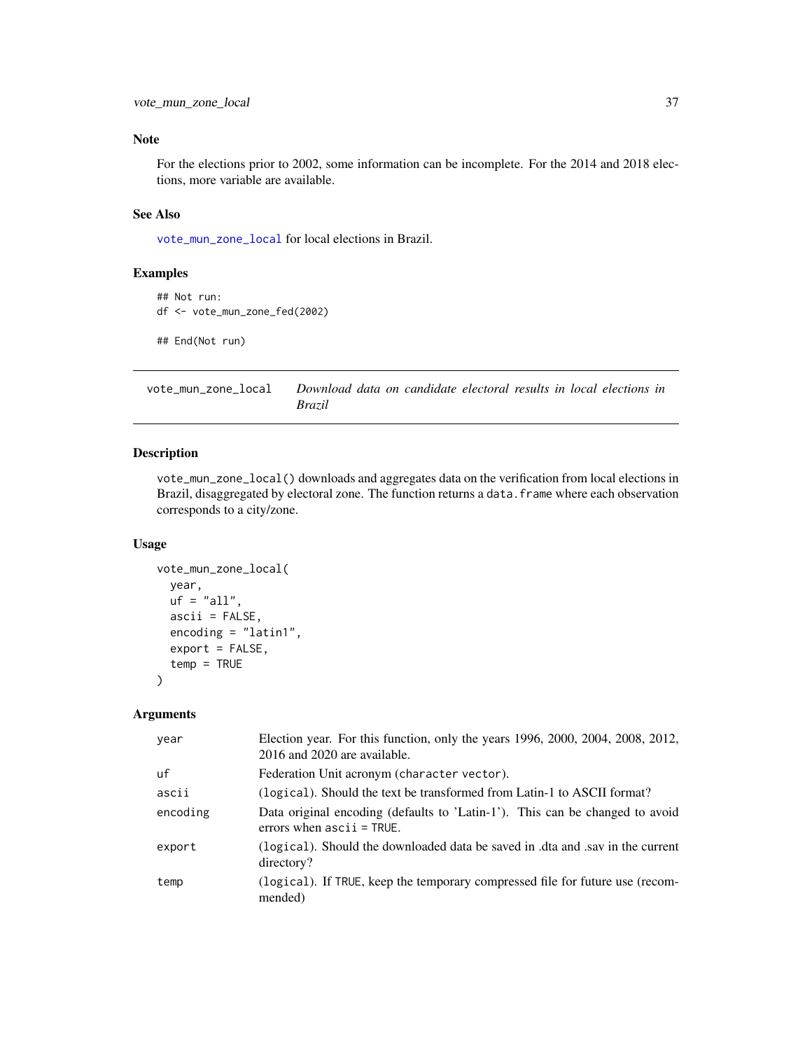## Note

For the elections prior to 2002, some information can be incomplete. For the 2014 and 2018 elections, more variable are available.

## See Also

`vote_mun_zone_local` for local elections in Brazil.

## Examples

```
## Not run:
df <- vote_mun_zone_fed(2002)

## End(Not run)
```

---

# vote_mun_zone_local — *Download data on candidate electoral results in local elections in Brazil*

---

## Description

`vote_mun_zone_local()` downloads and aggregates data on the verification from local elections in Brazil, disaggregated by electoral zone. The function returns a `data.frame` where each observation corresponds to a city/zone.

## Usage

```
vote_mun_zone_local(
  year,
  uf = "all",
  ascii = FALSE,
  encoding = "latin1",
  export = FALSE,
  temp = TRUE
)
```

## Arguments

| | |
|---|---|
| `year` | Election year. For this function, only the years 1996, 2000, 2004, 2008, 2012, 2016 and 2020 are available. |
| `uf` | Federation Unit acronym (`character` vector). |
| `ascii` | (`logical`). Should the text be transformed from Latin-1 to ASCII format? |
| `encoding` | Data original encoding (defaults to 'Latin-1'). This can be changed to avoid errors when `ascii = TRUE`. |
| `export` | (`logical`). Should the downloaded data be saved in .dta and .sav in the current directory? |
| `temp` | (`logical`). If `TRUE`, keep the temporary compressed file for future use (recommended) |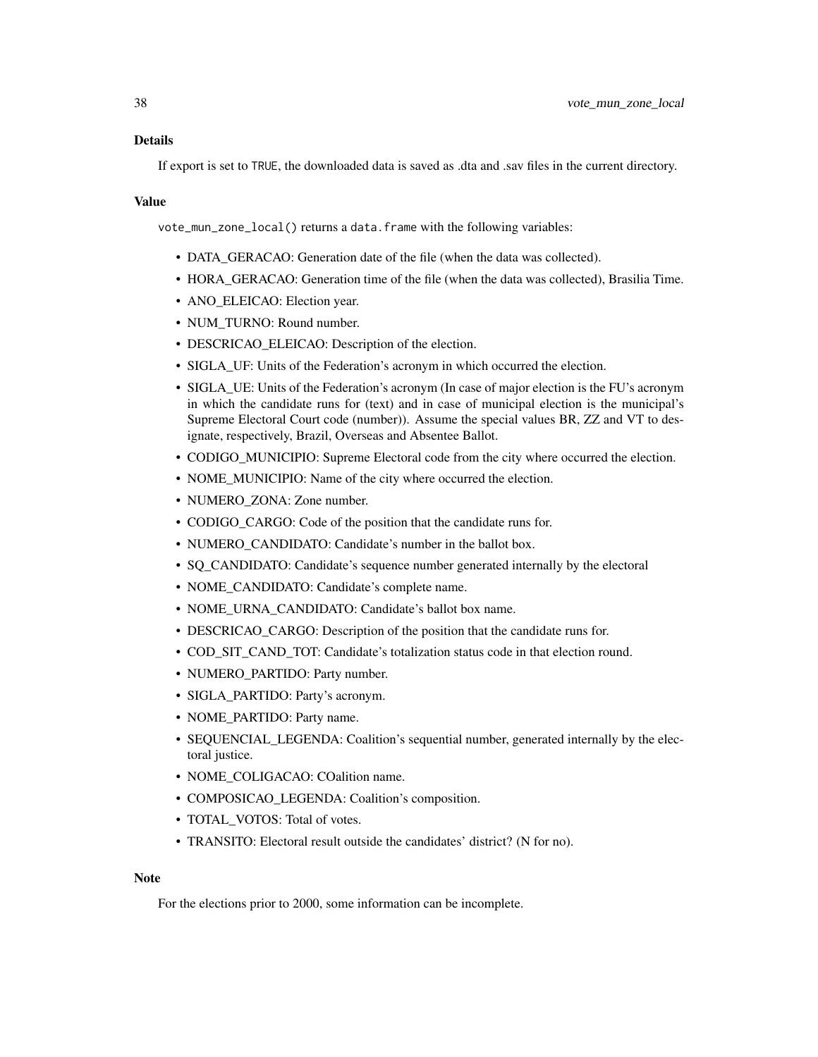## Details

If export is set to TRUE, the downloaded data is saved as .dta and .sav files in the current directory.

## Value

vote_mun_zone_local() returns a data.frame with the following variables:

- DATA_GERACAO: Generation date of the file (when the data was collected).
- HORA_GERACAO: Generation time of the file (when the data was collected), Brasilia Time.
- ANO_ELEICAO: Election year.
- NUM_TURNO: Round number.
- DESCRICAO_ELEICAO: Description of the election.
- SIGLA_UF: Units of the Federation's acronym in which occurred the election.
- SIGLA_UE: Units of the Federation's acronym (In case of major election is the FU's acronym in which the candidate runs for (text) and in case of municipal election is the municipal's Supreme Electoral Court code (number)). Assume the special values BR, ZZ and VT to designate, respectively, Brazil, Overseas and Absentee Ballot.
- CODIGO_MUNICIPIO: Supreme Electoral code from the city where occurred the election.
- NOME_MUNICIPIO: Name of the city where occurred the election.
- NUMERO_ZONA: Zone number.
- CODIGO_CARGO: Code of the position that the candidate runs for.
- NUMERO_CANDIDATO: Candidate's number in the ballot box.
- SQ_CANDIDATO: Candidate's sequence number generated internally by the electoral
- NOME_CANDIDATO: Candidate's complete name.
- NOME_URNA_CANDIDATO: Candidate's ballot box name.
- DESCRICAO_CARGO: Description of the position that the candidate runs for.
- COD_SIT_CAND_TOT: Candidate's totalization status code in that election round.
- NUMERO_PARTIDO: Party number.
- SIGLA_PARTIDO: Party's acronym.
- NOME_PARTIDO: Party name.
- SEQUENCIAL_LEGENDA: Coalition's sequential number, generated internally by the electoral justice.
- NOME_COLIGACAO: COalition name.
- COMPOSICAO_LEGENDA: Coalition's composition.
- TOTAL_VOTOS: Total of votes.
- TRANSITO: Electoral result outside the candidates' district? (N for no).

## Note

For the elections prior to 2000, some information can be incomplete.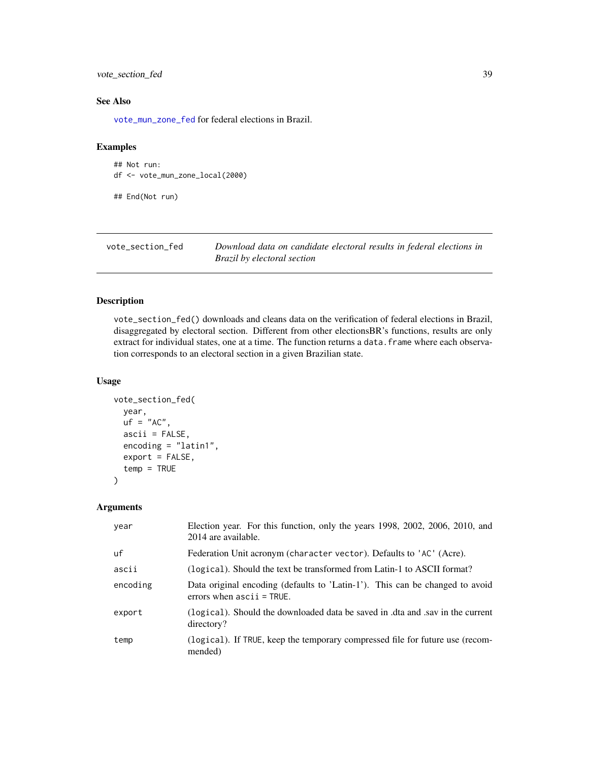### See Also

`vote_mun_zone_fed` for federal elections in Brazil.

### Examples

```
## Not run:
df <- vote_mun_zone_local(2000)

## End(Not run)
```

---

## vote_section_fed — *Download data on candidate electoral results in federal elections in Brazil by electoral section*

### Description

`vote_section_fed()` downloads and cleans data on the verification of federal elections in Brazil, disaggregated by electoral section. Different from other electionsBR's functions, results are only extract for individual states, one at a time. The function returns a `data.frame` where each observation corresponds to an electoral section in a given Brazilian state.

### Usage

```
vote_section_fed(
  year,
  uf = "AC",
  ascii = FALSE,
  encoding = "latin1",
  export = FALSE,
  temp = TRUE
)
```

### Arguments

| | |
|---|---|
| year | Election year. For this function, only the years 1998, 2002, 2006, 2010, and 2014 are available. |
| uf | Federation Unit acronym (`character vector`). Defaults to `'AC'` (Acre). |
| ascii | (`logical`). Should the text be transformed from Latin-1 to ASCII format? |
| encoding | Data original encoding (defaults to 'Latin-1'). This can be changed to avoid errors when `ascii = TRUE`. |
| export | (`logical`). Should the downloaded data be saved in .dta and .sav in the current directory? |
| temp | (`logical`). If `TRUE`, keep the temporary compressed file for future use (recommended) |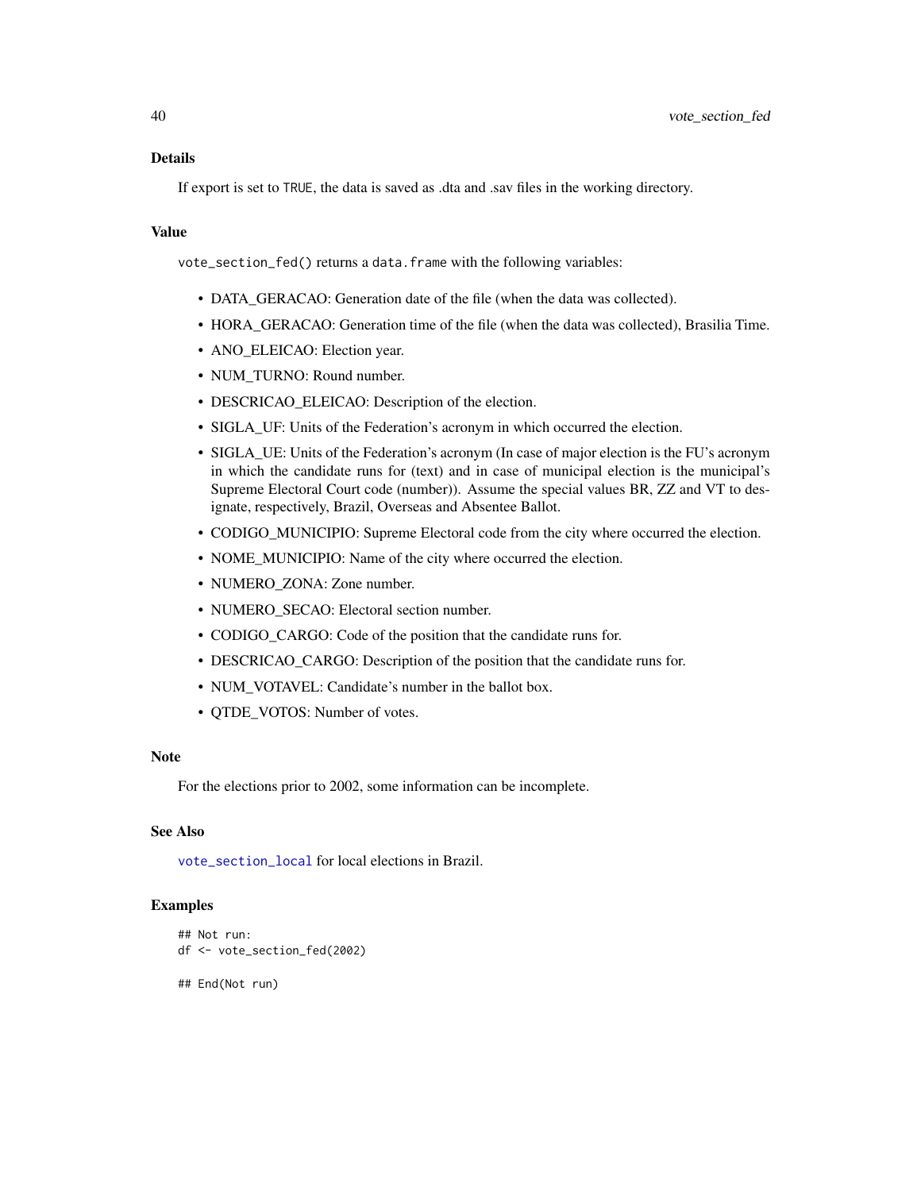## Details

If export is set to `TRUE`, the data is saved as .dta and .sav files in the working directory.

## Value

`vote_section_fed()` returns a `data.frame` with the following variables:

- DATA_GERACAO: Generation date of the file (when the data was collected).
- HORA_GERACAO: Generation time of the file (when the data was collected), Brasilia Time.
- ANO_ELEICAO: Election year.
- NUM_TURNO: Round number.
- DESCRICAO_ELEICAO: Description of the election.
- SIGLA_UF: Units of the Federation's acronym in which occurred the election.
- SIGLA_UE: Units of the Federation's acronym (In case of major election is the FU's acronym in which the candidate runs for (text) and in case of municipal election is the municipal's Supreme Electoral Court code (number)). Assume the special values BR, ZZ and VT to designate, respectively, Brazil, Overseas and Absentee Ballot.
- CODIGO_MUNICIPIO: Supreme Electoral code from the city where occurred the election.
- NOME_MUNICIPIO: Name of the city where occurred the election.
- NUMERO_ZONA: Zone number.
- NUMERO_SECAO: Electoral section number.
- CODIGO_CARGO: Code of the position that the candidate runs for.
- DESCRICAO_CARGO: Description of the position that the candidate runs for.
- NUM_VOTAVEL: Candidate's number in the ballot box.
- QTDE_VOTOS: Number of votes.

## Note

For the elections prior to 2002, some information can be incomplete.

## See Also

`vote_section_local` for local elections in Brazil.

## Examples

```
## Not run:
df <- vote_section_fed(2002)

## End(Not run)
```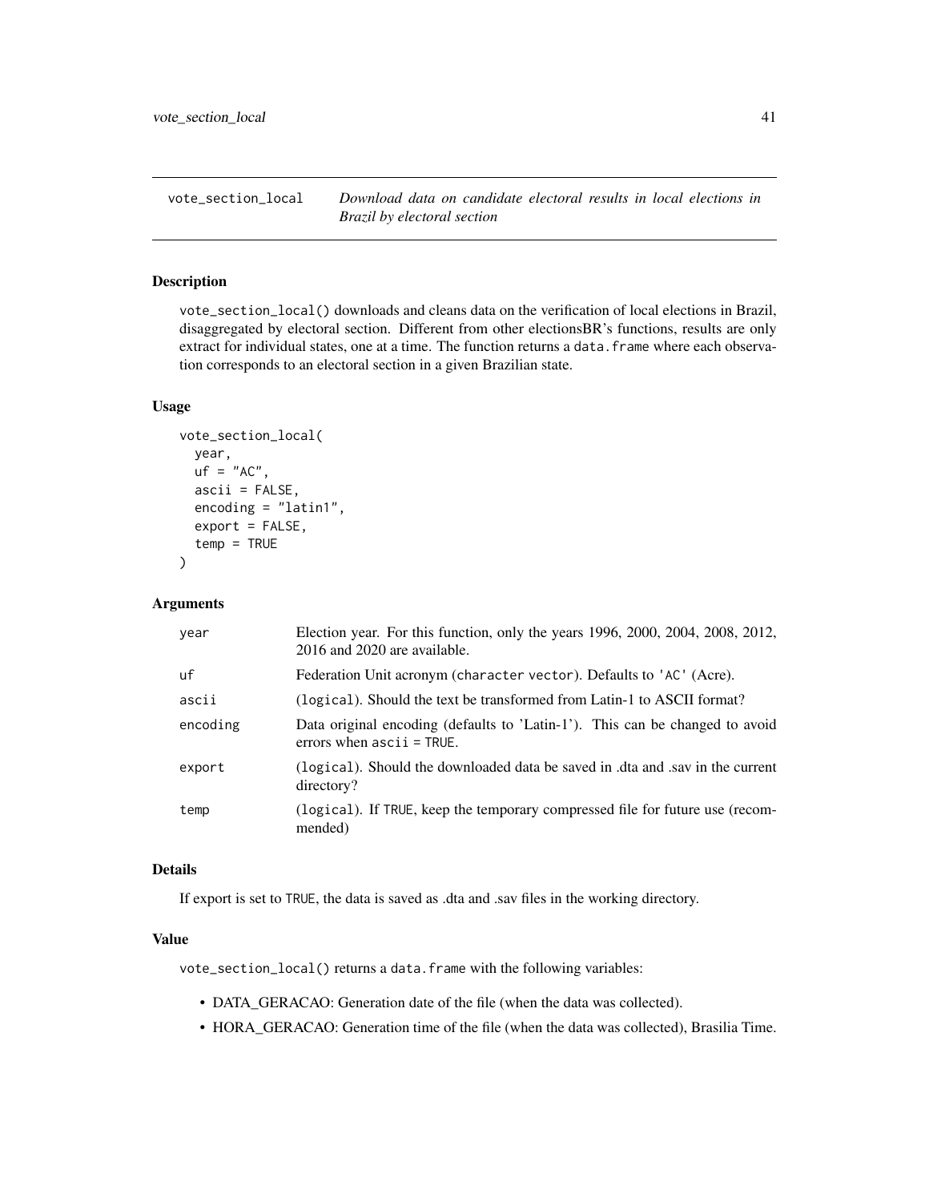## vote_section_local    *Download data on candidate electoral results in local elections in Brazil by electoral section*

### Description

vote_section_local() downloads and cleans data on the verification of local elections in Brazil, disaggregated by electoral section. Different from other electionsBR's functions, results are only extract for individual states, one at a time. The function returns a data.frame where each observation corresponds to an electoral section in a given Brazilian state.

### Usage

```
vote_section_local(
  year,
  uf = "AC",
  ascii = FALSE,
  encoding = "latin1",
  export = FALSE,
  temp = TRUE
)
```

### Arguments

| | |
|---|---|
| year | Election year. For this function, only the years 1996, 2000, 2004, 2008, 2012, 2016 and 2020 are available. |
| uf | Federation Unit acronym (character vector). Defaults to 'AC' (Acre). |
| ascii | (logical). Should the text be transformed from Latin-1 to ASCII format? |
| encoding | Data original encoding (defaults to 'Latin-1'). This can be changed to avoid errors when ascii = TRUE. |
| export | (logical). Should the downloaded data be saved in .dta and .sav in the current directory? |
| temp | (logical). If TRUE, keep the temporary compressed file for future use (recommended) |

### Details

If export is set to TRUE, the data is saved as .dta and .sav files in the working directory.

### Value

vote_section_local() returns a data.frame with the following variables:

- DATA_GERACAO: Generation date of the file (when the data was collected).
- HORA_GERACAO: Generation time of the file (when the data was collected), Brasilia Time.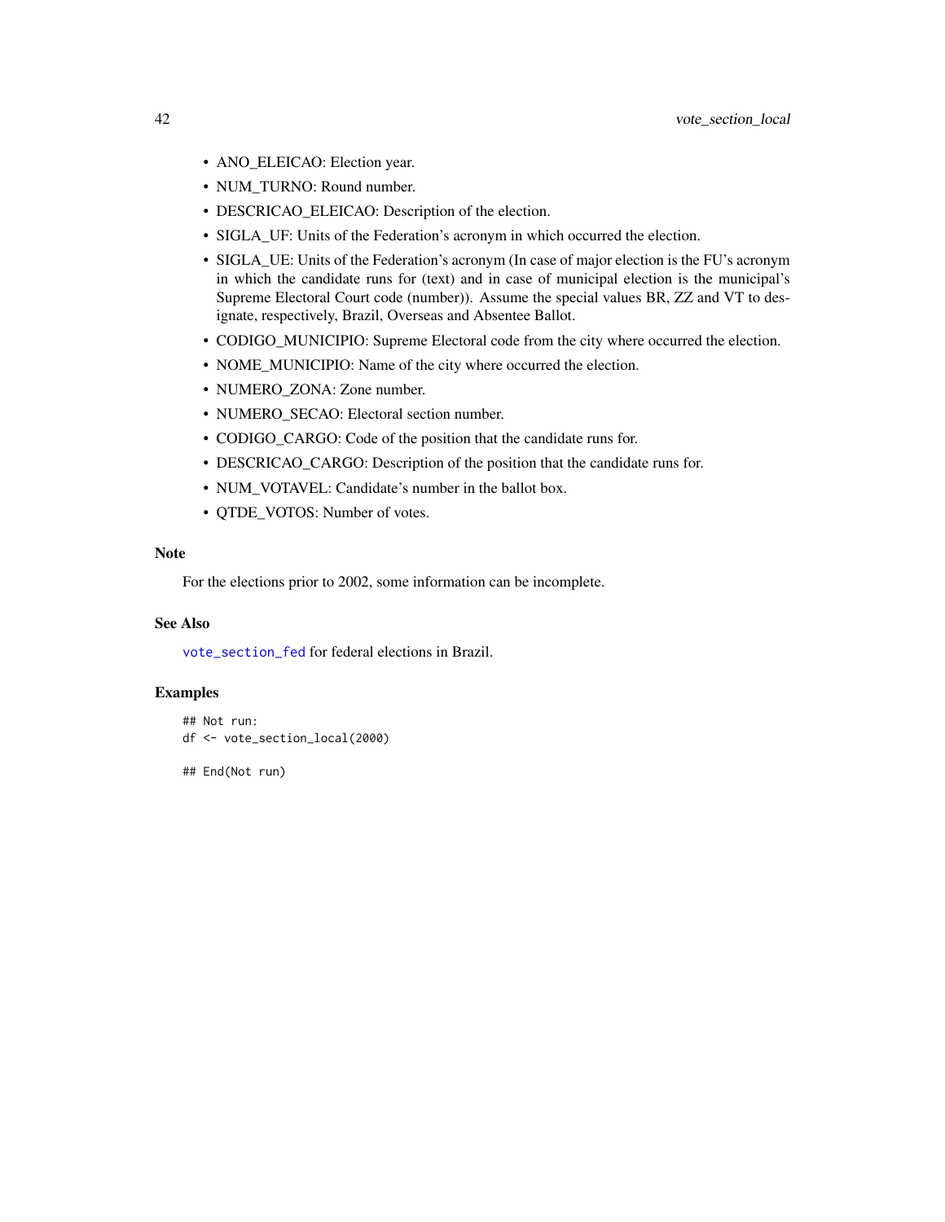- ANO_ELEICAO: Election year.
- NUM_TURNO: Round number.
- DESCRICAO_ELEICAO: Description of the election.
- SIGLA_UF: Units of the Federation's acronym in which occurred the election.
- SIGLA_UE: Units of the Federation's acronym (In case of major election is the FU's acronym in which the candidate runs for (text) and in case of municipal election is the municipal's Supreme Electoral Court code (number)). Assume the special values BR, ZZ and VT to designate, respectively, Brazil, Overseas and Absentee Ballot.
- CODIGO_MUNICIPIO: Supreme Electoral code from the city where occurred the election.
- NOME_MUNICIPIO: Name of the city where occurred the election.
- NUMERO_ZONA: Zone number.
- NUMERO_SECAO: Electoral section number.
- CODIGO_CARGO: Code of the position that the candidate runs for.
- DESCRICAO_CARGO: Description of the position that the candidate runs for.
- NUM_VOTAVEL: Candidate's number in the ballot box.
- QTDE_VOTOS: Number of votes.

### Note

For the elections prior to 2002, some information can be incomplete.

### See Also

`vote_section_fed` for federal elections in Brazil.

### Examples

```
## Not run:
df <- vote_section_local(2000)

## End(Not run)
```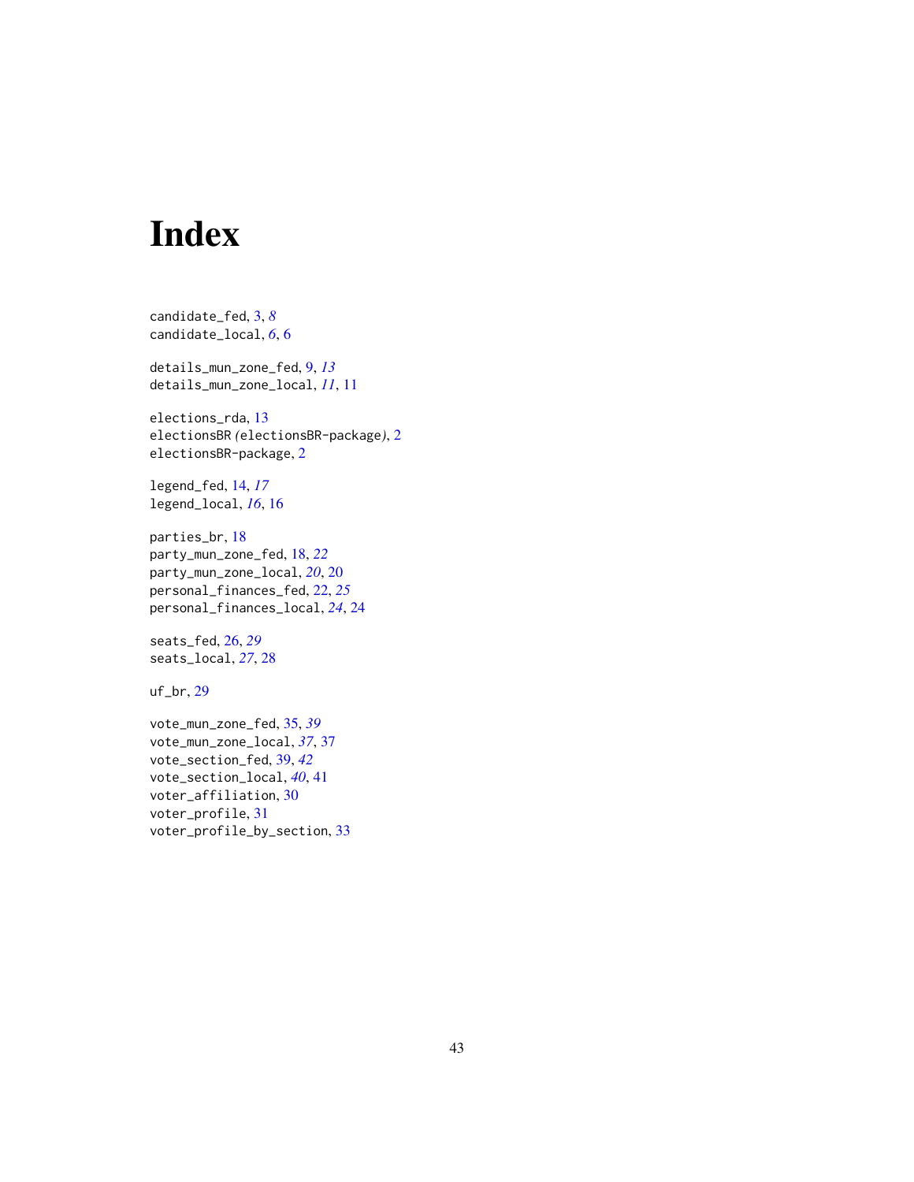# Index

candidate_fed, 3, *8*
candidate_local, *6*, 6

details_mun_zone_fed, 9, *13*
details_mun_zone_local, *11*, 11

elections_rda, 13
electionsBR *(*electionsBR-package*)*, 2
electionsBR-package, 2

legend_fed, 14, *17*
legend_local, *16*, 16

parties_br, 18
party_mun_zone_fed, 18, *22*
party_mun_zone_local, *20*, 20
personal_finances_fed, 22, *25*
personal_finances_local, *24*, 24

seats_fed, 26, *29*
seats_local, *27*, 28

uf_br, 29

vote_mun_zone_fed, 35, *39*
vote_mun_zone_local, *37*, 37
vote_section_fed, 39, *42*
vote_section_local, *40*, 41
voter_affiliation, 30
voter_profile, 31
voter_profile_by_section, 33